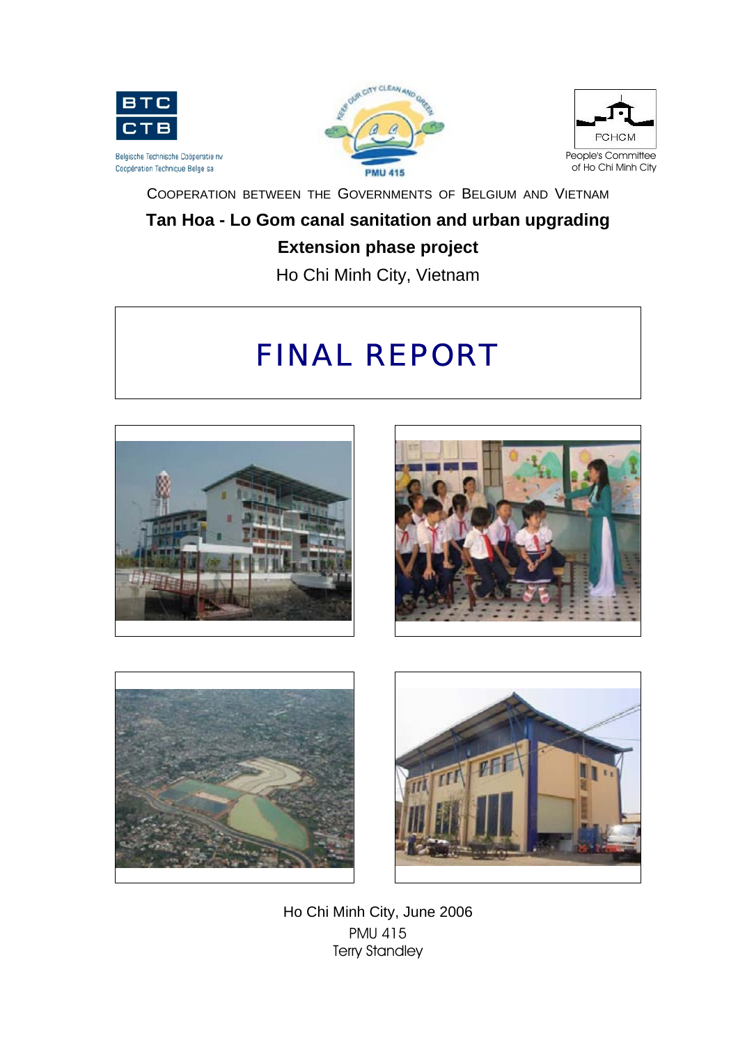BTC
CTB

Belgische Technische Coöperatie nv
Coopération Technique Belge sa

KEEP OUR CITY CLEAN AND GREEN
PMU 415

PCHCM
People's Committee
of Ho Chi Minh City

COOPERATION BETWEEN THE GOVERNMENTS OF BELGIUM AND VIETNAM

**Tan Hoa - Lo Gom canal sanitation and urban upgrading**

**Extension phase project**

Ho Chi Minh City, Vietnam

# FINAL REPORT

Ho Chi Minh City, June 2006

PMU 415

Terry Standley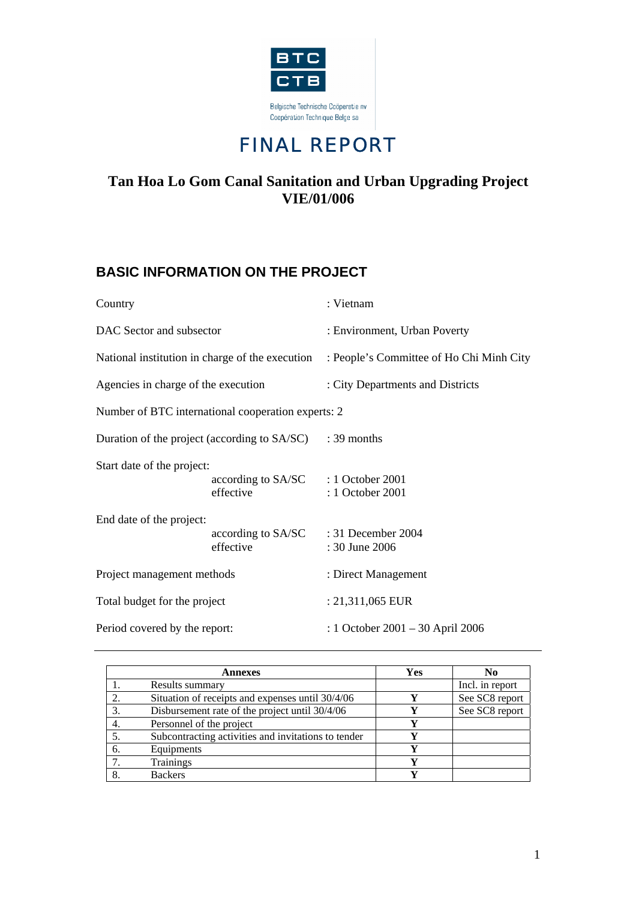BTC CTB

Belgische Technische Coöperatie nv
Coopération Technique Belge sa

# FINAL REPORT

## Tan Hoa Lo Gom Canal Sanitation and Urban Upgrading Project VIE/01/006

## BASIC INFORMATION ON THE PROJECT

Country : Vietnam

DAC Sector and subsector : Environment, Urban Poverty

National institution in charge of the execution : People's Committee of Ho Chi Minh City

Agencies in charge of the execution : City Departments and Districts

Number of BTC international cooperation experts: 2

Duration of the project (according to SA/SC) : 39 months

Start date of the project:
- according to SA/SC : 1 October 2001
- effective : 1 October 2001

End date of the project:
- according to SA/SC : 31 December 2004
- effective : 30 June 2006

Project management methods : Direct Management

Total budget for the project : 21,311,065 EUR

Period covered by the report: : 1 October 2001 – 30 April 2006

| | Annexes | Yes | No |
|---|---|---|---|
| 1. | Results summary | | Incl. in report |
| 2. | Situation of receipts and expenses until 30/4/06 | Y | See SC8 report |
| 3. | Disbursement rate of the project until 30/4/06 | Y | See SC8 report |
| 4. | Personnel of the project | Y | |
| 5. | Subcontracting activities and invitations to tender | Y | |
| 6. | Equipments | Y | |
| 7. | Trainings | Y | |
| 8. | Backers | Y | |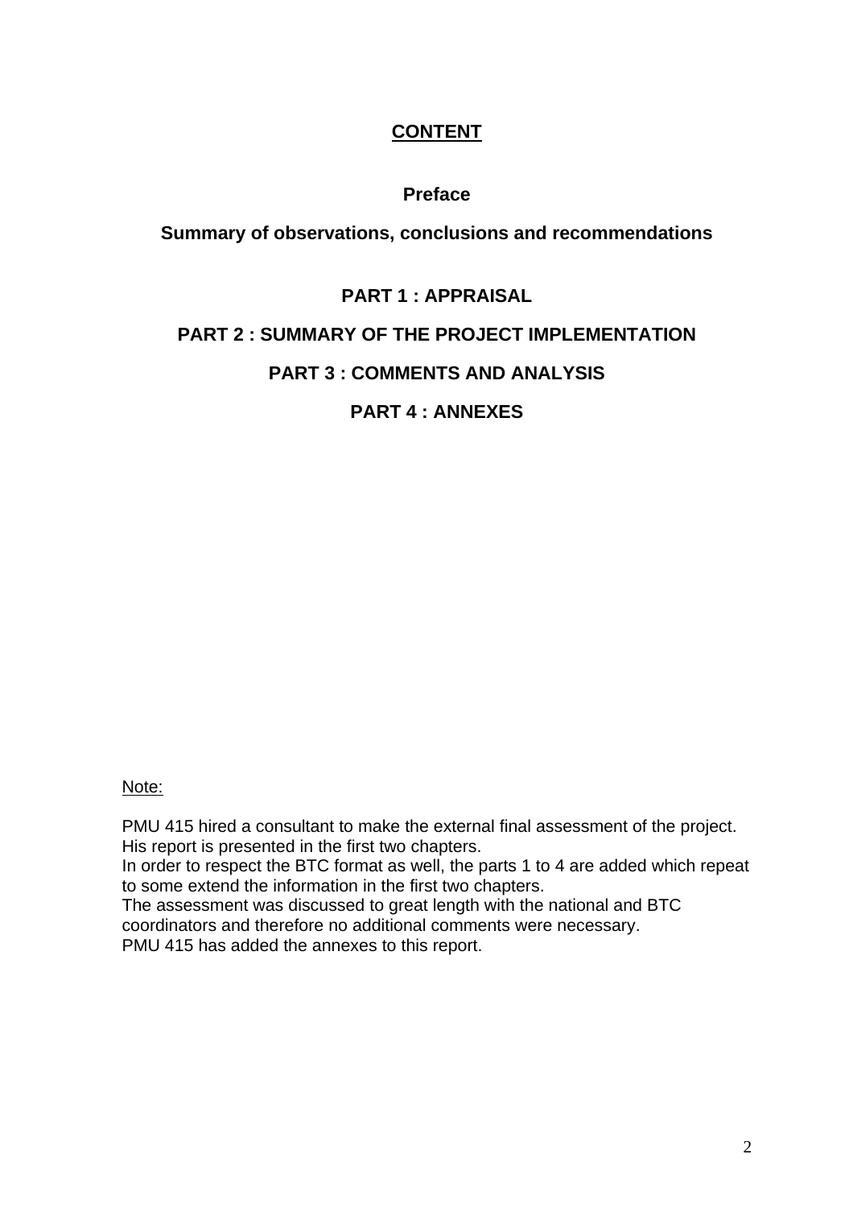# CONTENT

**Preface**

**Summary of observations, conclusions and recommendations**

**PART 1 : APPRAISAL**

**PART 2 : SUMMARY OF THE PROJECT IMPLEMENTATION**

**PART 3 : COMMENTS AND ANALYSIS**

**PART 4 : ANNEXES**

Note:

PMU 415 hired a consultant to make the external final assessment of the project. His report is presented in the first two chapters.
In order to respect the BTC format as well, the parts 1 to 4 are added which repeat to some extend the information in the first two chapters.
The assessment was discussed to great length with the national and BTC coordinators and therefore no additional comments were necessary.
PMU 415 has added the annexes to this report.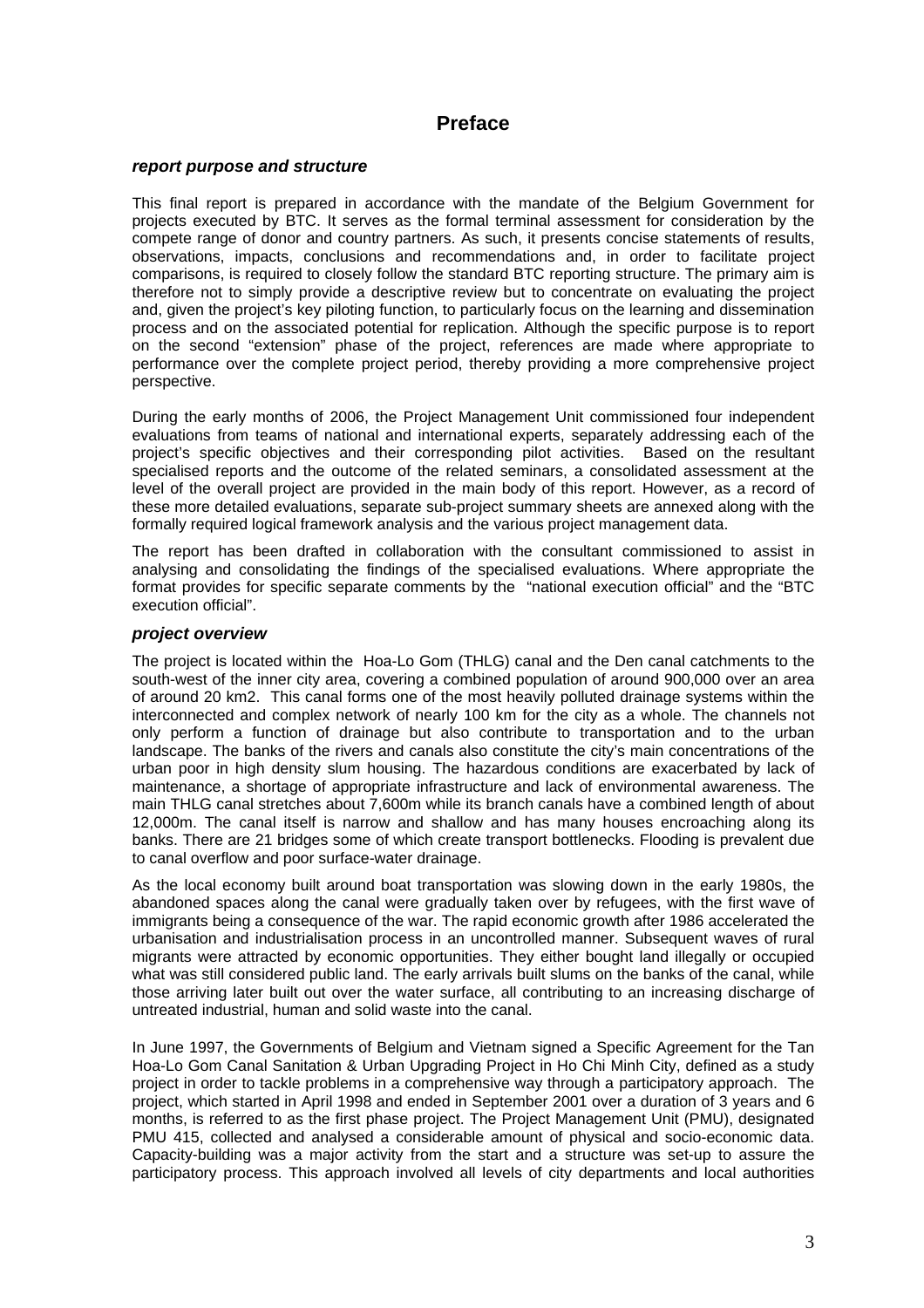# Preface

### *report purpose and structure*

This final report is prepared in accordance with the mandate of the Belgium Government for projects executed by BTC. It serves as the formal terminal assessment for consideration by the compete range of donor and country partners. As such, it presents concise statements of results, observations, impacts, conclusions and recommendations and, in order to facilitate project comparisons, is required to closely follow the standard BTC reporting structure. The primary aim is therefore not to simply provide a descriptive review but to concentrate on evaluating the project and, given the project's key piloting function, to particularly focus on the learning and dissemination process and on the associated potential for replication. Although the specific purpose is to report on the second "extension" phase of the project, references are made where appropriate to performance over the complete project period, thereby providing a more comprehensive project perspective.

During the early months of 2006, the Project Management Unit commissioned four independent evaluations from teams of national and international experts, separately addressing each of the project's specific objectives and their corresponding pilot activities. Based on the resultant specialised reports and the outcome of the related seminars, a consolidated assessment at the level of the overall project are provided in the main body of this report. However, as a record of these more detailed evaluations, separate sub-project summary sheets are annexed along with the formally required logical framework analysis and the various project management data.

The report has been drafted in collaboration with the consultant commissioned to assist in analysing and consolidating the findings of the specialised evaluations. Where appropriate the format provides for specific separate comments by the "national execution official" and the "BTC execution official".

### *project overview*

The project is located within the Hoa-Lo Gom (THLG) canal and the Den canal catchments to the south-west of the inner city area, covering a combined population of around 900,000 over an area of around 20 km2. This canal forms one of the most heavily polluted drainage systems within the interconnected and complex network of nearly 100 km for the city as a whole. The channels not only perform a function of drainage but also contribute to transportation and to the urban landscape. The banks of the rivers and canals also constitute the city's main concentrations of the urban poor in high density slum housing. The hazardous conditions are exacerbated by lack of maintenance, a shortage of appropriate infrastructure and lack of environmental awareness. The main THLG canal stretches about 7,600m while its branch canals have a combined length of about 12,000m. The canal itself is narrow and shallow and has many houses encroaching along its banks. There are 21 bridges some of which create transport bottlenecks. Flooding is prevalent due to canal overflow and poor surface-water drainage.

As the local economy built around boat transportation was slowing down in the early 1980s, the abandoned spaces along the canal were gradually taken over by refugees, with the first wave of immigrants being a consequence of the war. The rapid economic growth after 1986 accelerated the urbanisation and industrialisation process in an uncontrolled manner. Subsequent waves of rural migrants were attracted by economic opportunities. They either bought land illegally or occupied what was still considered public land. The early arrivals built slums on the banks of the canal, while those arriving later built out over the water surface, all contributing to an increasing discharge of untreated industrial, human and solid waste into the canal.

In June 1997, the Governments of Belgium and Vietnam signed a Specific Agreement for the Tan Hoa-Lo Gom Canal Sanitation & Urban Upgrading Project in Ho Chi Minh City, defined as a study project in order to tackle problems in a comprehensive way through a participatory approach. The project, which started in April 1998 and ended in September 2001 over a duration of 3 years and 6 months, is referred to as the first phase project. The Project Management Unit (PMU), designated PMU 415, collected and analysed a considerable amount of physical and socio-economic data. Capacity-building was a major activity from the start and a structure was set-up to assure the participatory process. This approach involved all levels of city departments and local authorities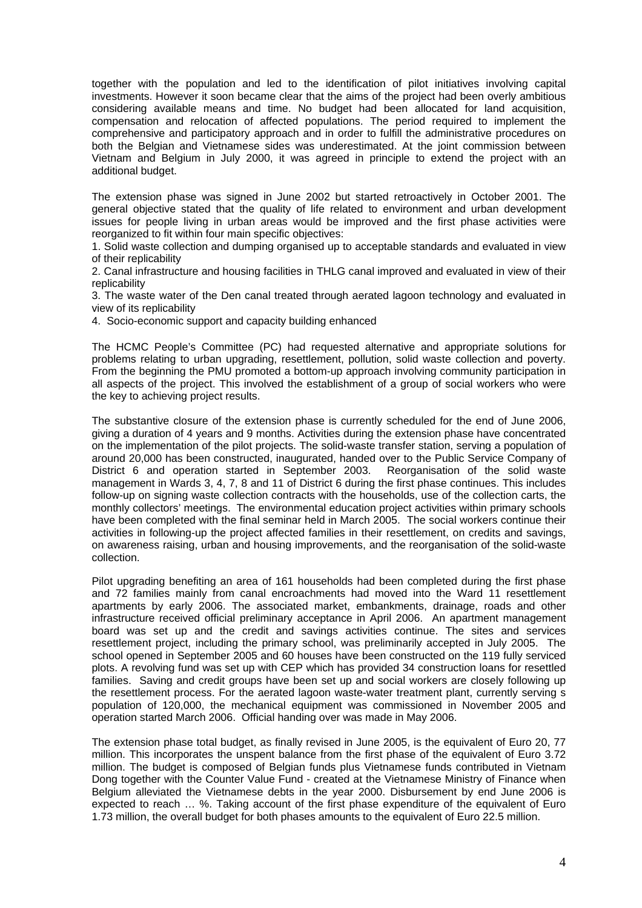together with the population and led to the identification of pilot initiatives involving capital investments. However it soon became clear that the aims of the project had been overly ambitious considering available means and time. No budget had been allocated for land acquisition, compensation and relocation of affected populations. The period required to implement the comprehensive and participatory approach and in order to fulfill the administrative procedures on both the Belgian and Vietnamese sides was underestimated. At the joint commission between Vietnam and Belgium in July 2000, it was agreed in principle to extend the project with an additional budget.

The extension phase was signed in June 2002 but started retroactively in October 2001. The general objective stated that the quality of life related to environment and urban development issues for people living in urban areas would be improved and the first phase activities were reorganized to fit within four main specific objectives:

1. Solid waste collection and dumping organised up to acceptable standards and evaluated in view of their replicability
2. Canal infrastructure and housing facilities in THLG canal improved and evaluated in view of their replicability
3. The waste water of the Den canal treated through aerated lagoon technology and evaluated in view of its replicability
4. Socio-economic support and capacity building enhanced

The HCMC People's Committee (PC) had requested alternative and appropriate solutions for problems relating to urban upgrading, resettlement, pollution, solid waste collection and poverty. From the beginning the PMU promoted a bottom-up approach involving community participation in all aspects of the project. This involved the establishment of a group of social workers who were the key to achieving project results.

The substantive closure of the extension phase is currently scheduled for the end of June 2006, giving a duration of 4 years and 9 months. Activities during the extension phase have concentrated on the implementation of the pilot projects. The solid-waste transfer station, serving a population of around 20,000 has been constructed, inaugurated, handed over to the Public Service Company of District 6 and operation started in September 2003. Reorganisation of the solid waste management in Wards 3, 4, 7, 8 and 11 of District 6 during the first phase continues. This includes follow-up on signing waste collection contracts with the households, use of the collection carts, the monthly collectors' meetings. The environmental education project activities within primary schools have been completed with the final seminar held in March 2005. The social workers continue their activities in following-up the project affected families in their resettlement, on credits and savings, on awareness raising, urban and housing improvements, and the reorganisation of the solid-waste collection.

Pilot upgrading benefiting an area of 161 households had been completed during the first phase and 72 families mainly from canal encroachments had moved into the Ward 11 resettlement apartments by early 2006. The associated market, embankments, drainage, roads and other infrastructure received official preliminary acceptance in April 2006. An apartment management board was set up and the credit and savings activities continue. The sites and services resettlement project, including the primary school, was preliminarily accepted in July 2005. The school opened in September 2005 and 60 houses have been constructed on the 119 fully serviced plots. A revolving fund was set up with CEP which has provided 34 construction loans for resettled families. Saving and credit groups have been set up and social workers are closely following up the resettlement process. For the aerated lagoon waste-water treatment plant, currently serving s population of 120,000, the mechanical equipment was commissioned in November 2005 and operation started March 2006. Official handing over was made in May 2006.

The extension phase total budget, as finally revised in June 2005, is the equivalent of Euro 20, 77 million. This incorporates the unspent balance from the first phase of the equivalent of Euro 3.72 million. The budget is composed of Belgian funds plus Vietnamese funds contributed in Vietnam Dong together with the Counter Value Fund - created at the Vietnamese Ministry of Finance when Belgium alleviated the Vietnamese debts in the year 2000. Disbursement by end June 2006 is expected to reach … %. Taking account of the first phase expenditure of the equivalent of Euro 1.73 million, the overall budget for both phases amounts to the equivalent of Euro 22.5 million.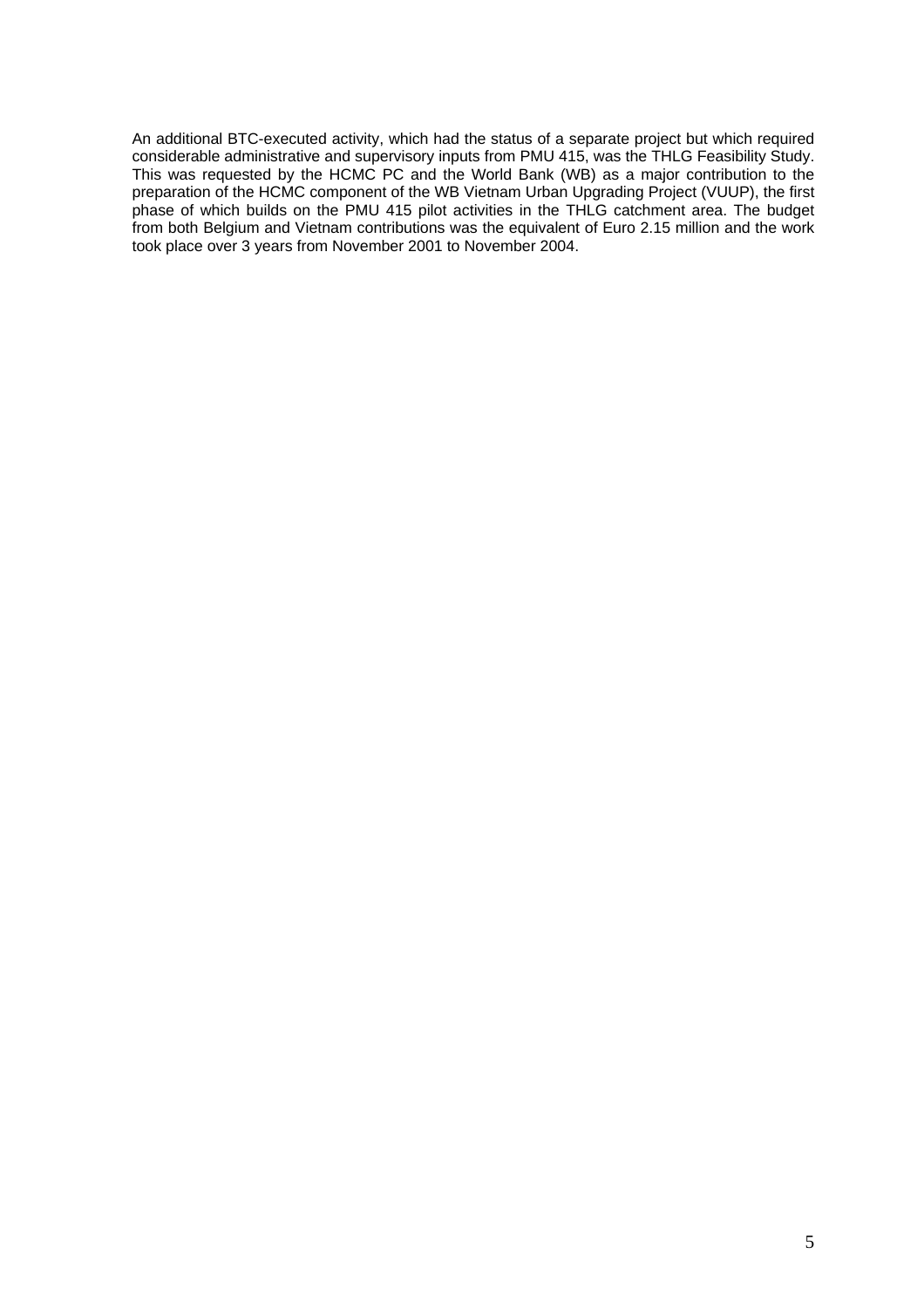An additional BTC-executed activity, which had the status of a separate project but which required considerable administrative and supervisory inputs from PMU 415, was the THLG Feasibility Study. This was requested by the HCMC PC and the World Bank (WB) as a major contribution to the preparation of the HCMC component of the WB Vietnam Urban Upgrading Project (VUUP), the first phase of which builds on the PMU 415 pilot activities in the THLG catchment area. The budget from both Belgium and Vietnam contributions was the equivalent of Euro 2.15 million and the work took place over 3 years from November 2001 to November 2004.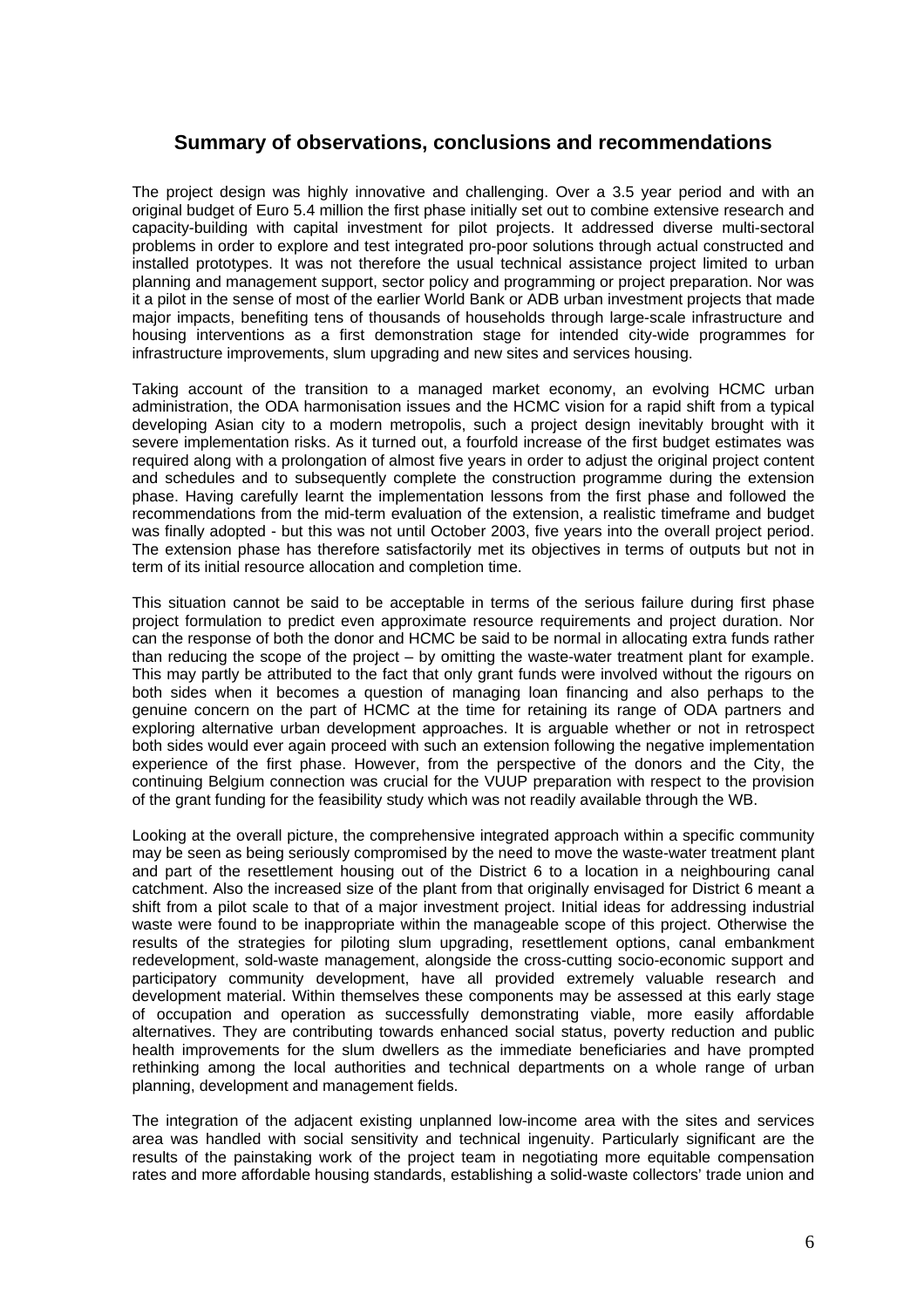## Summary of observations, conclusions and recommendations

The project design was highly innovative and challenging. Over a 3.5 year period and with an original budget of Euro 5.4 million the first phase initially set out to combine extensive research and capacity-building with capital investment for pilot projects. It addressed diverse multi-sectoral problems in order to explore and test integrated pro-poor solutions through actual constructed and installed prototypes. It was not therefore the usual technical assistance project limited to urban planning and management support, sector policy and programming or project preparation. Nor was it a pilot in the sense of most of the earlier World Bank or ADB urban investment projects that made major impacts, benefiting tens of thousands of households through large-scale infrastructure and housing interventions as a first demonstration stage for intended city-wide programmes for infrastructure improvements, slum upgrading and new sites and services housing.

Taking account of the transition to a managed market economy, an evolving HCMC urban administration, the ODA harmonisation issues and the HCMC vision for a rapid shift from a typical developing Asian city to a modern metropolis, such a project design inevitably brought with it severe implementation risks. As it turned out, a fourfold increase of the first budget estimates was required along with a prolongation of almost five years in order to adjust the original project content and schedules and to subsequently complete the construction programme during the extension phase. Having carefully learnt the implementation lessons from the first phase and followed the recommendations from the mid-term evaluation of the extension, a realistic timeframe and budget was finally adopted - but this was not until October 2003, five years into the overall project period. The extension phase has therefore satisfactorily met its objectives in terms of outputs but not in term of its initial resource allocation and completion time.

This situation cannot be said to be acceptable in terms of the serious failure during first phase project formulation to predict even approximate resource requirements and project duration. Nor can the response of both the donor and HCMC be said to be normal in allocating extra funds rather than reducing the scope of the project – by omitting the waste-water treatment plant for example. This may partly be attributed to the fact that only grant funds were involved without the rigours on both sides when it becomes a question of managing loan financing and also perhaps to the genuine concern on the part of HCMC at the time for retaining its range of ODA partners and exploring alternative urban development approaches. It is arguable whether or not in retrospect both sides would ever again proceed with such an extension following the negative implementation experience of the first phase. However, from the perspective of the donors and the City, the continuing Belgium connection was crucial for the VUUP preparation with respect to the provision of the grant funding for the feasibility study which was not readily available through the WB.

Looking at the overall picture, the comprehensive integrated approach within a specific community may be seen as being seriously compromised by the need to move the waste-water treatment plant and part of the resettlement housing out of the District 6 to a location in a neighbouring canal catchment. Also the increased size of the plant from that originally envisaged for District 6 meant a shift from a pilot scale to that of a major investment project. Initial ideas for addressing industrial waste were found to be inappropriate within the manageable scope of this project. Otherwise the results of the strategies for piloting slum upgrading, resettlement options, canal embankment redevelopment, sold-waste management, alongside the cross-cutting socio-economic support and participatory community development, have all provided extremely valuable research and development material. Within themselves these components may be assessed at this early stage of occupation and operation as successfully demonstrating viable, more easily affordable alternatives. They are contributing towards enhanced social status, poverty reduction and public health improvements for the slum dwellers as the immediate beneficiaries and have prompted rethinking among the local authorities and technical departments on a whole range of urban planning, development and management fields.

The integration of the adjacent existing unplanned low-income area with the sites and services area was handled with social sensitivity and technical ingenuity. Particularly significant are the results of the painstaking work of the project team in negotiating more equitable compensation rates and more affordable housing standards, establishing a solid-waste collectors' trade union and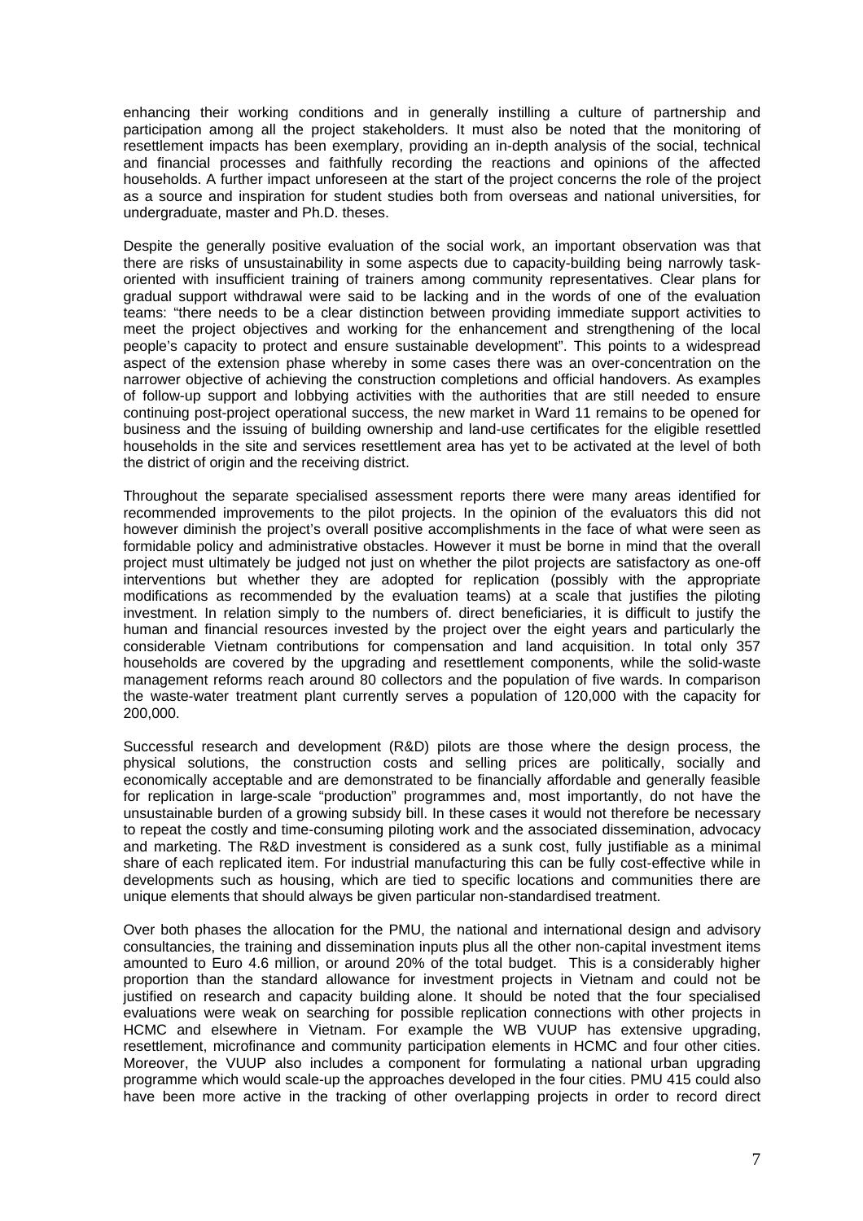enhancing their working conditions and in generally instilling a culture of partnership and participation among all the project stakeholders. It must also be noted that the monitoring of resettlement impacts has been exemplary, providing an in-depth analysis of the social, technical and financial processes and faithfully recording the reactions and opinions of the affected households. A further impact unforeseen at the start of the project concerns the role of the project as a source and inspiration for student studies both from overseas and national universities, for undergraduate, master and Ph.D. theses.

Despite the generally positive evaluation of the social work, an important observation was that there are risks of unsustainability in some aspects due to capacity-building being narrowly task-oriented with insufficient training of trainers among community representatives. Clear plans for gradual support withdrawal were said to be lacking and in the words of one of the evaluation teams: "there needs to be a clear distinction between providing immediate support activities to meet the project objectives and working for the enhancement and strengthening of the local people's capacity to protect and ensure sustainable development". This points to a widespread aspect of the extension phase whereby in some cases there was an over-concentration on the narrower objective of achieving the construction completions and official handovers. As examples of follow-up support and lobbying activities with the authorities that are still needed to ensure continuing post-project operational success, the new market in Ward 11 remains to be opened for business and the issuing of building ownership and land-use certificates for the eligible resettled households in the site and services resettlement area has yet to be activated at the level of both the district of origin and the receiving district.

Throughout the separate specialised assessment reports there were many areas identified for recommended improvements to the pilot projects. In the opinion of the evaluators this did not however diminish the project's overall positive accomplishments in the face of what were seen as formidable policy and administrative obstacles. However it must be borne in mind that the overall project must ultimately be judged not just on whether the pilot projects are satisfactory as one-off interventions but whether they are adopted for replication (possibly with the appropriate modifications as recommended by the evaluation teams) at a scale that justifies the piloting investment. In relation simply to the numbers of. direct beneficiaries, it is difficult to justify the human and financial resources invested by the project over the eight years and particularly the considerable Vietnam contributions for compensation and land acquisition. In total only 357 households are covered by the upgrading and resettlement components, while the solid-waste management reforms reach around 80 collectors and the population of five wards. In comparison the waste-water treatment plant currently serves a population of 120,000 with the capacity for 200,000.

Successful research and development (R&D) pilots are those where the design process, the physical solutions, the construction costs and selling prices are politically, socially and economically acceptable and are demonstrated to be financially affordable and generally feasible for replication in large-scale "production" programmes and, most importantly, do not have the unsustainable burden of a growing subsidy bill. In these cases it would not therefore be necessary to repeat the costly and time-consuming piloting work and the associated dissemination, advocacy and marketing. The R&D investment is considered as a sunk cost, fully justifiable as a minimal share of each replicated item. For industrial manufacturing this can be fully cost-effective while in developments such as housing, which are tied to specific locations and communities there are unique elements that should always be given particular non-standardised treatment.

Over both phases the allocation for the PMU, the national and international design and advisory consultancies, the training and dissemination inputs plus all the other non-capital investment items amounted to Euro 4.6 million, or around 20% of the total budget. This is a considerably higher proportion than the standard allowance for investment projects in Vietnam and could not be justified on research and capacity building alone. It should be noted that the four specialised evaluations were weak on searching for possible replication connections with other projects in HCMC and elsewhere in Vietnam. For example the WB VUUP has extensive upgrading, resettlement, microfinance and community participation elements in HCMC and four other cities. Moreover, the VUUP also includes a component for formulating a national urban upgrading programme which would scale-up the approaches developed in the four cities. PMU 415 could also have been more active in the tracking of other overlapping projects in order to record direct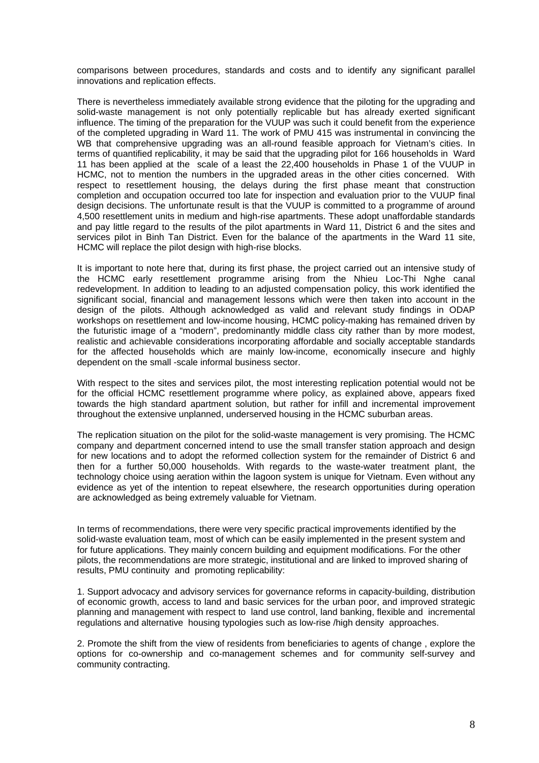comparisons between procedures, standards and costs and to identify any significant parallel innovations and replication effects.

There is nevertheless immediately available strong evidence that the piloting for the upgrading and solid-waste management is not only potentially replicable but has already exerted significant influence. The timing of the preparation for the VUUP was such it could benefit from the experience of the completed upgrading in Ward 11. The work of PMU 415 was instrumental in convincing the WB that comprehensive upgrading was an all-round feasible approach for Vietnam's cities. In terms of quantified replicability, it may be said that the upgrading pilot for 166 households in Ward 11 has been applied at the scale of a least the 22,400 households in Phase 1 of the VUUP in HCMC, not to mention the numbers in the upgraded areas in the other cities concerned. With respect to resettlement housing, the delays during the first phase meant that construction completion and occupation occurred too late for inspection and evaluation prior to the VUUP final design decisions. The unfortunate result is that the VUUP is committed to a programme of around 4,500 resettlement units in medium and high-rise apartments. These adopt unaffordable standards and pay little regard to the results of the pilot apartments in Ward 11, District 6 and the sites and services pilot in Binh Tan District. Even for the balance of the apartments in the Ward 11 site, HCMC will replace the pilot design with high-rise blocks.

It is important to note here that, during its first phase, the project carried out an intensive study of the HCMC early resettlement programme arising from the Nhieu Loc-Thi Nghe canal redevelopment. In addition to leading to an adjusted compensation policy, this work identified the significant social, financial and management lessons which were then taken into account in the design of the pilots. Although acknowledged as valid and relevant study findings in ODAP workshops on resettlement and low-income housing, HCMC policy-making has remained driven by the futuristic image of a "modern", predominantly middle class city rather than by more modest, realistic and achievable considerations incorporating affordable and socially acceptable standards for the affected households which are mainly low-income, economically insecure and highly dependent on the small -scale informal business sector.

With respect to the sites and services pilot, the most interesting replication potential would not be for the official HCMC resettlement programme where policy, as explained above, appears fixed towards the high standard apartment solution, but rather for infill and incremental improvement throughout the extensive unplanned, underserved housing in the HCMC suburban areas.

The replication situation on the pilot for the solid-waste management is very promising. The HCMC company and department concerned intend to use the small transfer station approach and design for new locations and to adopt the reformed collection system for the remainder of District 6 and then for a further 50,000 households. With regards to the waste-water treatment plant, the technology choice using aeration within the lagoon system is unique for Vietnam. Even without any evidence as yet of the intention to repeat elsewhere, the research opportunities during operation are acknowledged as being extremely valuable for Vietnam.

In terms of recommendations, there were very specific practical improvements identified by the solid-waste evaluation team, most of which can be easily implemented in the present system and for future applications. They mainly concern building and equipment modifications. For the other pilots, the recommendations are more strategic, institutional and are linked to improved sharing of results, PMU continuity and promoting replicability:

1. Support advocacy and advisory services for governance reforms in capacity-building, distribution of economic growth, access to land and basic services for the urban poor, and improved strategic planning and management with respect to land use control, land banking, flexible and incremental regulations and alternative housing typologies such as low-rise /high density approaches.

2. Promote the shift from the view of residents from beneficiaries to agents of change , explore the options for co-ownership and co-management schemes and for community self-survey and community contracting.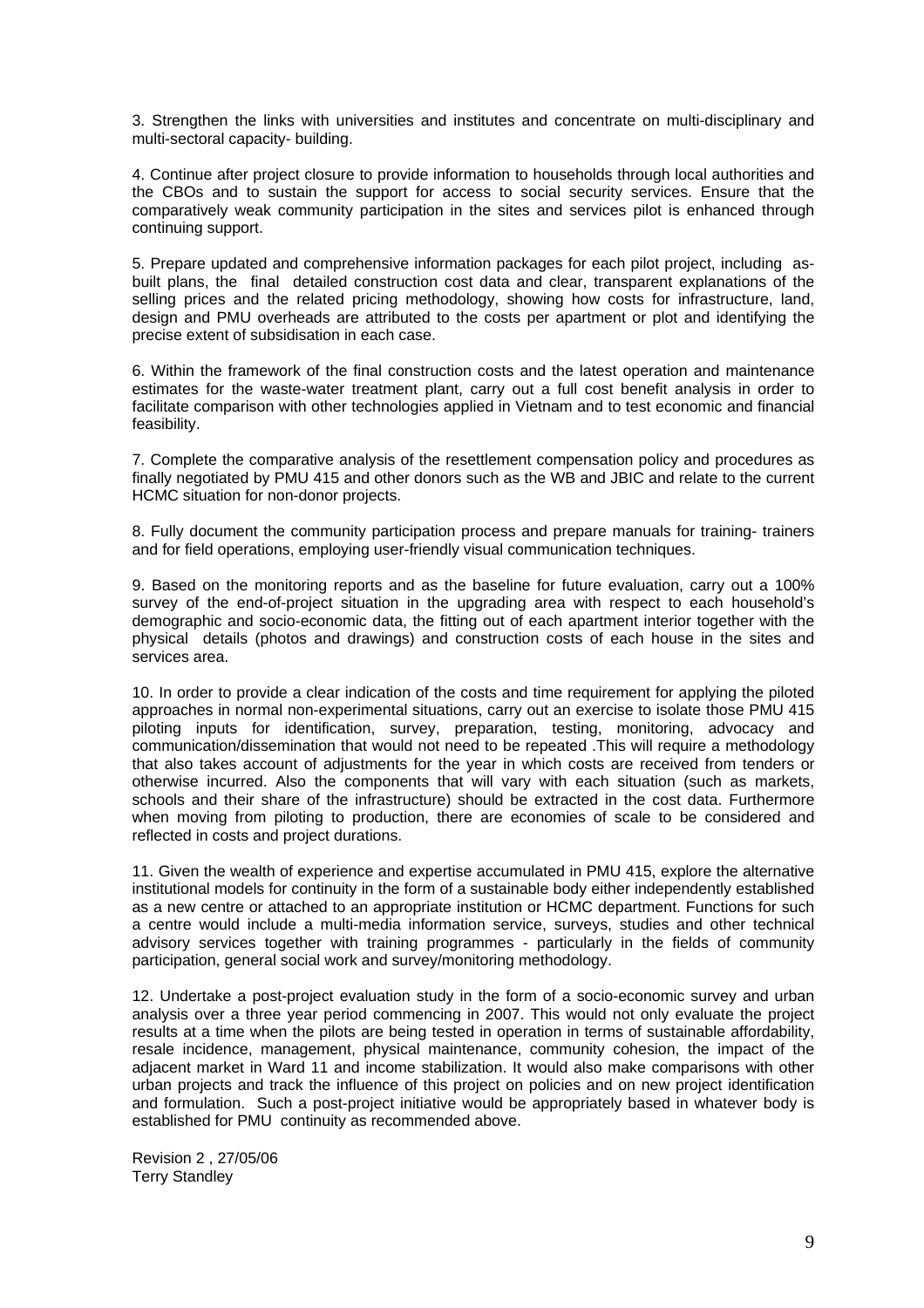3. Strengthen the links with universities and institutes and concentrate on multi-disciplinary and multi-sectoral capacity- building.

4. Continue after project closure to provide information to households through local authorities and the CBOs and to sustain the support for access to social security services. Ensure that the comparatively weak community participation in the sites and services pilot is enhanced through continuing support.

5. Prepare updated and comprehensive information packages for each pilot project, including as-built plans, the final detailed construction cost data and clear, transparent explanations of the selling prices and the related pricing methodology, showing how costs for infrastructure, land, design and PMU overheads are attributed to the costs per apartment or plot and identifying the precise extent of subsidisation in each case.

6. Within the framework of the final construction costs and the latest operation and maintenance estimates for the waste-water treatment plant, carry out a full cost benefit analysis in order to facilitate comparison with other technologies applied in Vietnam and to test economic and financial feasibility.

7. Complete the comparative analysis of the resettlement compensation policy and procedures as finally negotiated by PMU 415 and other donors such as the WB and JBIC and relate to the current HCMC situation for non-donor projects.

8. Fully document the community participation process and prepare manuals for training- trainers and for field operations, employing user-friendly visual communication techniques.

9. Based on the monitoring reports and as the baseline for future evaluation, carry out a 100% survey of the end-of-project situation in the upgrading area with respect to each household's demographic and socio-economic data, the fitting out of each apartment interior together with the physical details (photos and drawings) and construction costs of each house in the sites and services area.

10. In order to provide a clear indication of the costs and time requirement for applying the piloted approaches in normal non-experimental situations, carry out an exercise to isolate those PMU 415 piloting inputs for identification, survey, preparation, testing, monitoring, advocacy and communication/dissemination that would not need to be repeated .This will require a methodology that also takes account of adjustments for the year in which costs are received from tenders or otherwise incurred. Also the components that will vary with each situation (such as markets, schools and their share of the infrastructure) should be extracted in the cost data. Furthermore when moving from piloting to production, there are economies of scale to be considered and reflected in costs and project durations.

11. Given the wealth of experience and expertise accumulated in PMU 415, explore the alternative institutional models for continuity in the form of a sustainable body either independently established as a new centre or attached to an appropriate institution or HCMC department. Functions for such a centre would include a multi-media information service, surveys, studies and other technical advisory services together with training programmes - particularly in the fields of community participation, general social work and survey/monitoring methodology.

12. Undertake a post-project evaluation study in the form of a socio-economic survey and urban analysis over a three year period commencing in 2007. This would not only evaluate the project results at a time when the pilots are being tested in operation in terms of sustainable affordability, resale incidence, management, physical maintenance, community cohesion, the impact of the adjacent market in Ward 11 and income stabilization. It would also make comparisons with other urban projects and track the influence of this project on policies and on new project identification and formulation. Such a post-project initiative would be appropriately based in whatever body is established for PMU continuity as recommended above.

Revision 2 , 27/05/06
Terry Standley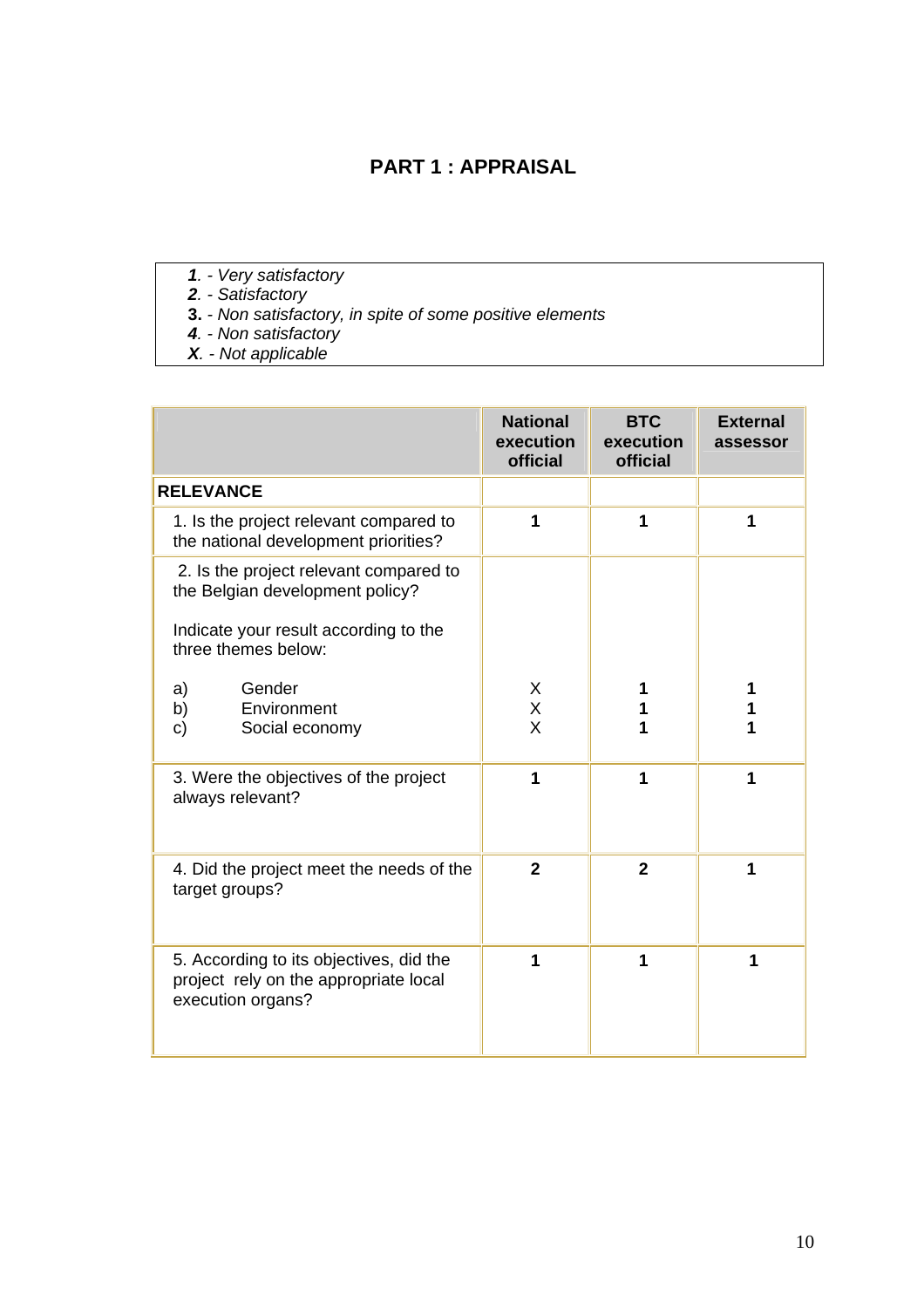# PART 1 : APPRAISAL

***1***. - *Very satisfactory*
***2***. - *Satisfactory*
**3.** - *Non satisfactory, in spite of some positive elements*
***4***. - *Non satisfactory*
***X***. - *Not applicable*

| | National execution official | BTC execution official | External assessor |
|---|---|---|---|
| **RELEVANCE** | | | |
| 1. Is the project relevant compared to the national development priorities? | **1** | **1** | **1** |
| 2. Is the project relevant compared to the Belgian development policy?<br><br>Indicate your result according to the three themes below:<br><br>a) Gender<br>b) Environment<br>c) Social economy | X<br>X<br>X | **1**<br>**1**<br>**1** | **1**<br>**1**<br>**1** |
| 3. Were the objectives of the project always relevant? | **1** | **1** | **1** |
| 4. Did the project meet the needs of the target groups? | **2** | **2** | **1** |
| 5. According to its objectives, did the project rely on the appropriate local execution organs? | **1** | **1** | **1** |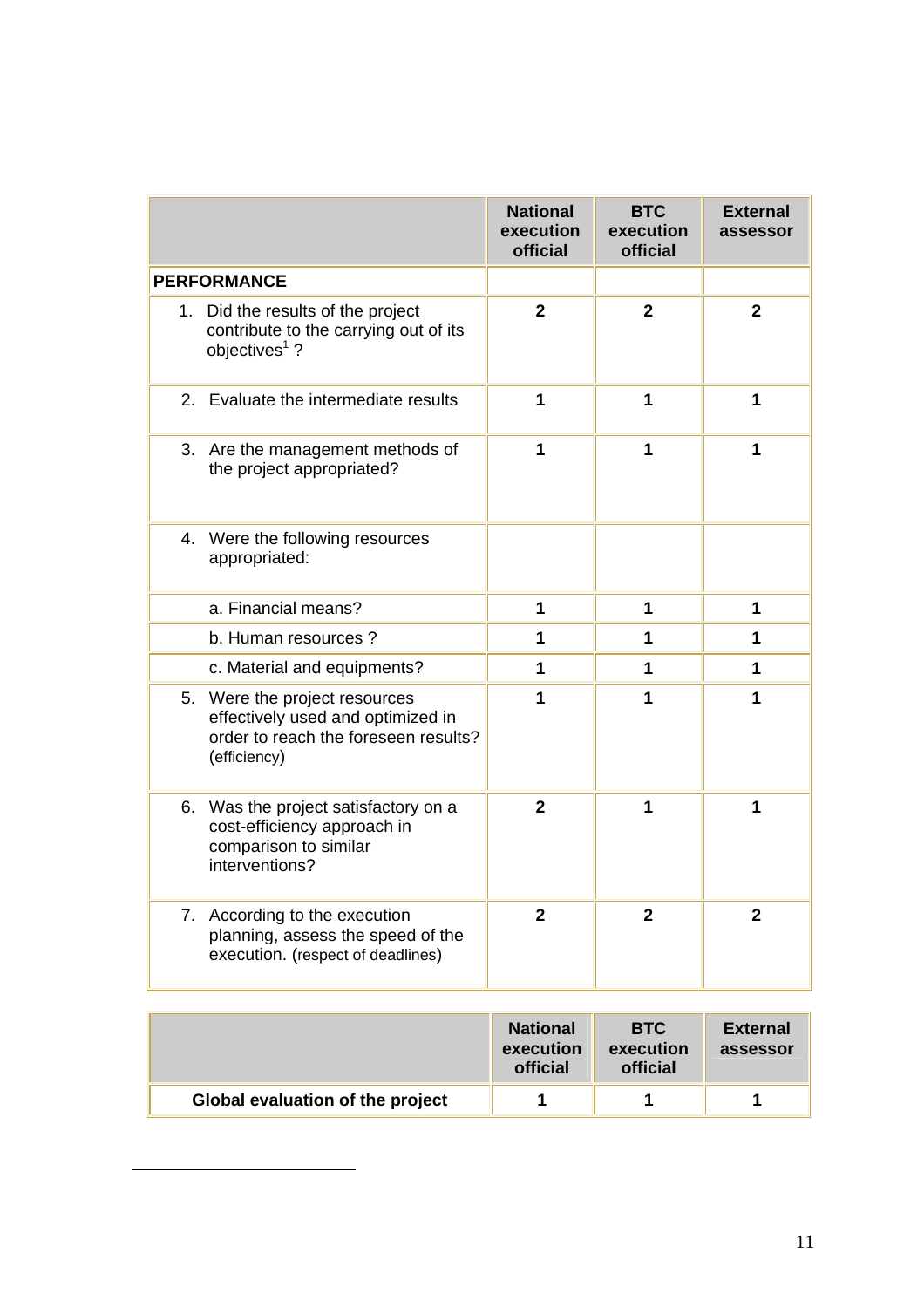| | National execution official | BTC execution official | External assessor |
|---|---|---|---|
| **PERFORMANCE** | | | |
| 1. Did the results of the project contribute to the carrying out of its objectives[1] ? | **2** | **2** | **2** |
| 2. Evaluate the intermediate results | **1** | **1** | **1** |
| 3. Are the management methods of the project appropriated? | **1** | **1** | **1** |
| 4. Were the following resources appropriated: | | | |
| a. Financial means? | **1** | **1** | **1** |
| b. Human resources ? | **1** | **1** | **1** |
| c. Material and equipments? | **1** | **1** | **1** |
| 5. Were the project resources effectively used and optimized in order to reach the foreseen results? (efficiency) | **1** | **1** | **1** |
| 6. Was the project satisfactory on a cost-efficiency approach in comparison to similar interventions? | **2** | **1** | **1** |
| 7. According to the execution planning, assess the speed of the execution. (respect of deadlines) | **2** | **2** | **2** |

| | National execution official | BTC execution official | External assessor |
|---|---|---|---|
| **Global evaluation of the project** | **1** | **1** | **1** |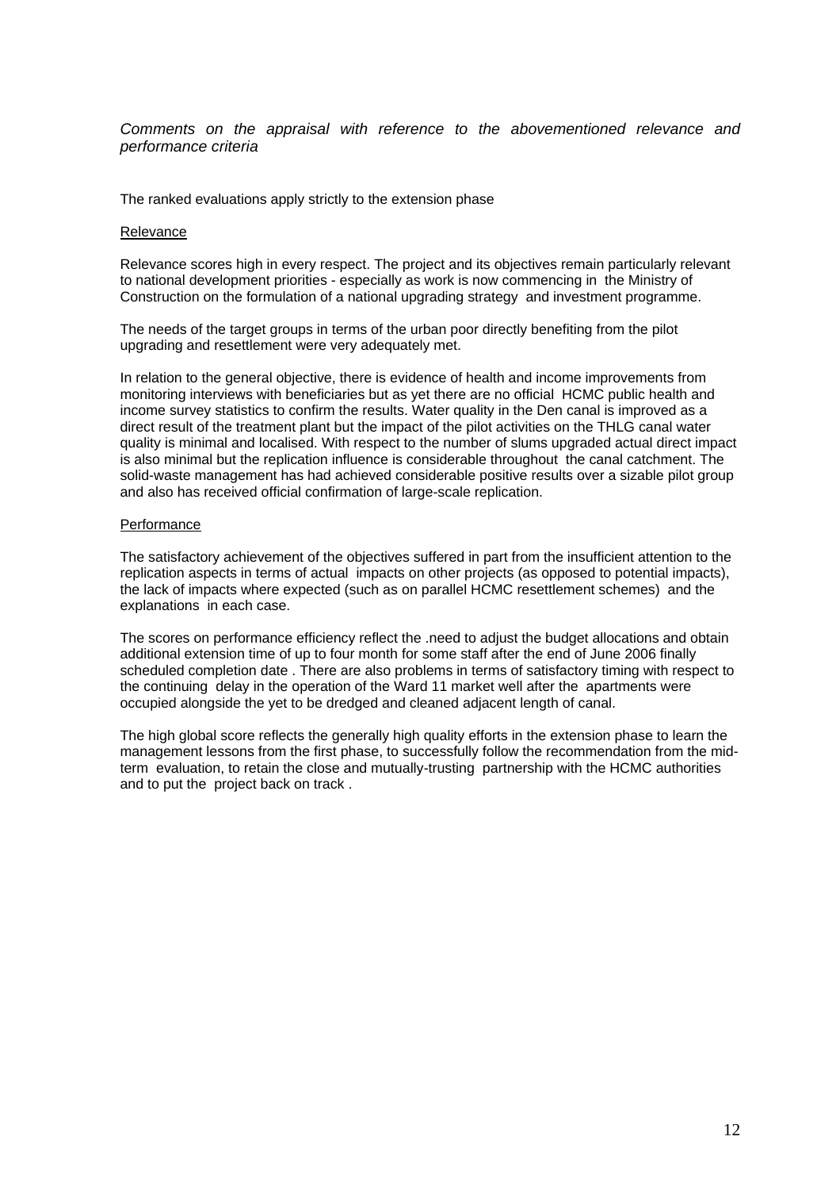*Comments on the appraisal with reference to the abovementioned relevance and performance criteria*

The ranked evaluations apply strictly to the extension phase

Relevance

Relevance scores high in every respect. The project and its objectives remain particularly relevant to national development priorities - especially as work is now commencing in the Ministry of Construction on the formulation of a national upgrading strategy and investment programme.

The needs of the target groups in terms of the urban poor directly benefiting from the pilot upgrading and resettlement were very adequately met.

In relation to the general objective, there is evidence of health and income improvements from monitoring interviews with beneficiaries but as yet there are no official HCMC public health and income survey statistics to confirm the results. Water quality in the Den canal is improved as a direct result of the treatment plant but the impact of the pilot activities on the THLG canal water quality is minimal and localised. With respect to the number of slums upgraded actual direct impact is also minimal but the replication influence is considerable throughout the canal catchment. The solid-waste management has had achieved considerable positive results over a sizable pilot group and also has received official confirmation of large-scale replication.

Performance

The satisfactory achievement of the objectives suffered in part from the insufficient attention to the replication aspects in terms of actual impacts on other projects (as opposed to potential impacts), the lack of impacts where expected (such as on parallel HCMC resettlement schemes) and the explanations in each case.

The scores on performance efficiency reflect the .need to adjust the budget allocations and obtain additional extension time of up to four month for some staff after the end of June 2006 finally scheduled completion date . There are also problems in terms of satisfactory timing with respect to the continuing delay in the operation of the Ward 11 market well after the apartments were occupied alongside the yet to be dredged and cleaned adjacent length of canal.

The high global score reflects the generally high quality efforts in the extension phase to learn the management lessons from the first phase, to successfully follow the recommendation from the mid-term evaluation, to retain the close and mutually-trusting partnership with the HCMC authorities and to put the project back on track .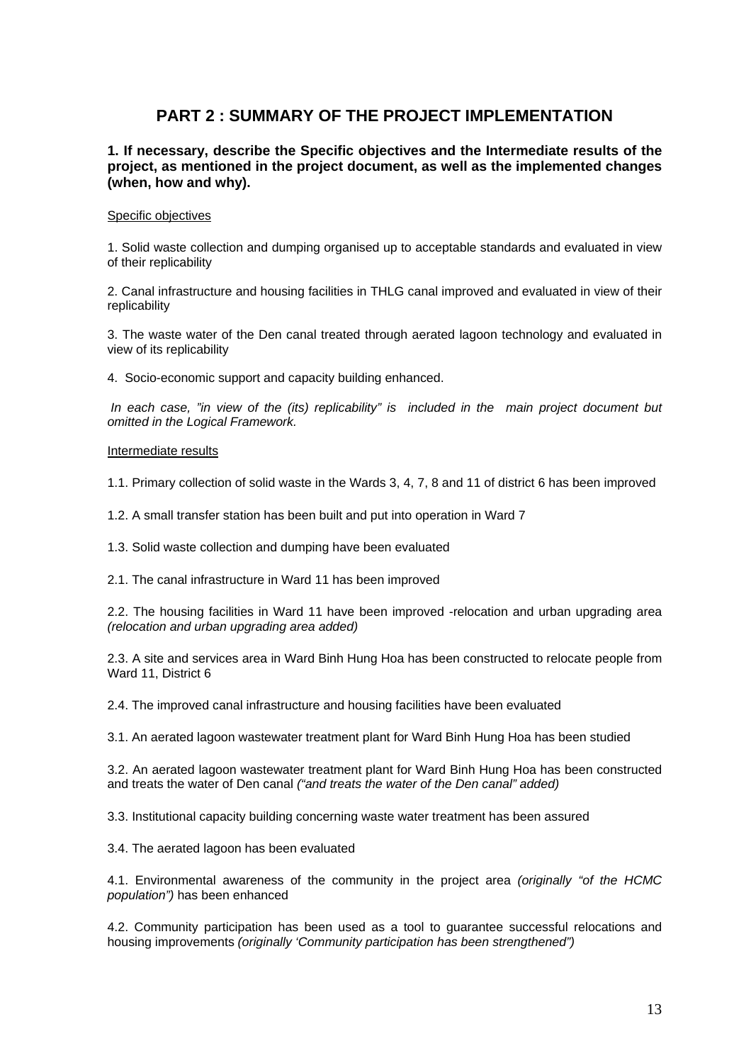# PART 2 : SUMMARY OF THE PROJECT IMPLEMENTATION

**1. If necessary, describe the Specific objectives and the Intermediate results of the project, as mentioned in the project document, as well as the implemented changes (when, how and why).**

Specific objectives

1. Solid waste collection and dumping organised up to acceptable standards and evaluated in view of their replicability

2. Canal infrastructure and housing facilities in THLG canal improved and evaluated in view of their replicability

3. The waste water of the Den canal treated through aerated lagoon technology and evaluated in view of its replicability

4. Socio-economic support and capacity building enhanced.

*In each case, "in view of the (its) replicability" is included in the main project document but omitted in the Logical Framework.*

Intermediate results

1.1. Primary collection of solid waste in the Wards 3, 4, 7, 8 and 11 of district 6 has been improved

1.2. A small transfer station has been built and put into operation in Ward 7

1.3. Solid waste collection and dumping have been evaluated

2.1. The canal infrastructure in Ward 11 has been improved

2.2. The housing facilities in Ward 11 have been improved -relocation and urban upgrading area *(relocation and urban upgrading area added)*

2.3. A site and services area in Ward Binh Hung Hoa has been constructed to relocate people from Ward 11, District 6

2.4. The improved canal infrastructure and housing facilities have been evaluated

3.1. An aerated lagoon wastewater treatment plant for Ward Binh Hung Hoa has been studied

3.2. An aerated lagoon wastewater treatment plant for Ward Binh Hung Hoa has been constructed and treats the water of Den canal *("and treats the water of the Den canal" added)*

3.3. Institutional capacity building concerning waste water treatment has been assured

3.4. The aerated lagoon has been evaluated

4.1. Environmental awareness of the community in the project area *(originally "of the HCMC population")* has been enhanced

4.2. Community participation has been used as a tool to guarantee successful relocations and housing improvements *(originally 'Community participation has been strengthened")*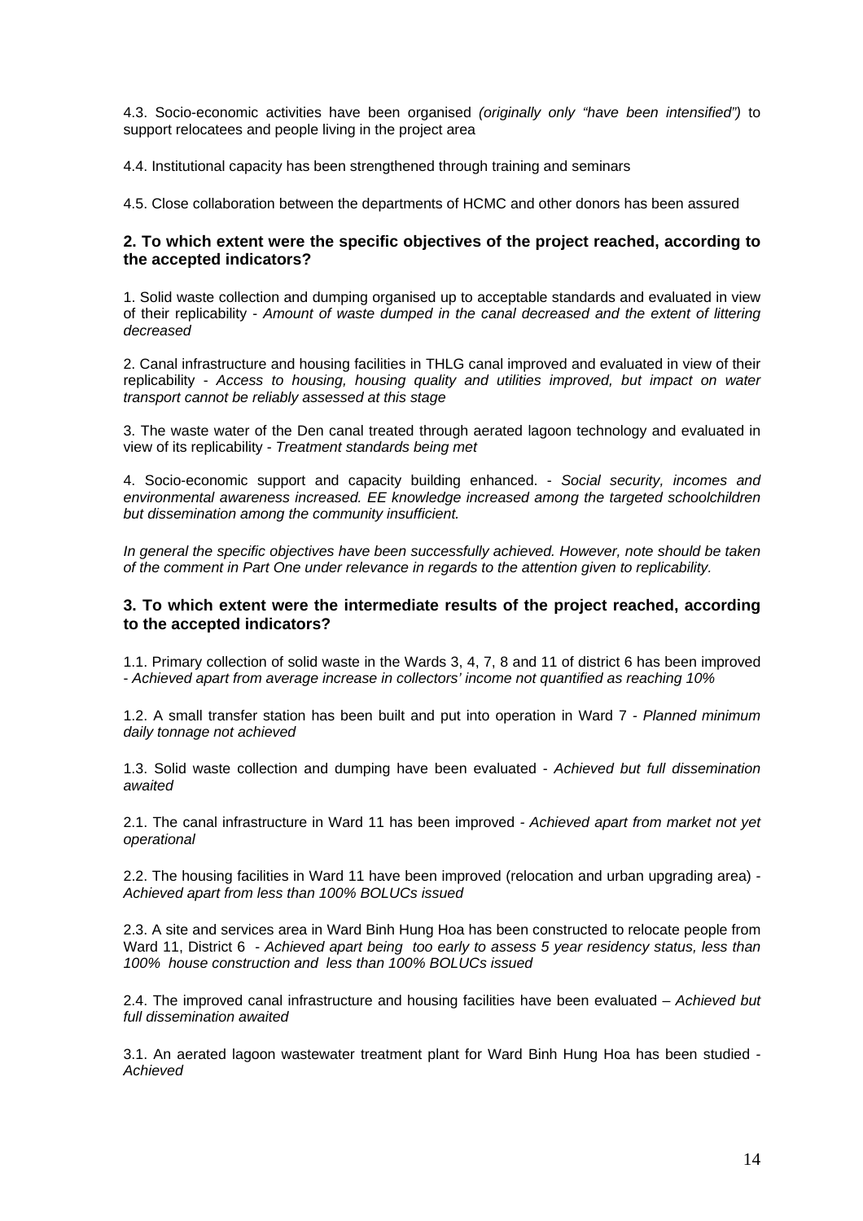4.3. Socio-economic activities have been organised *(originally only "have been intensified")* to support relocatees and people living in the project area

4.4. Institutional capacity has been strengthened through training and seminars

4.5. Close collaboration between the departments of HCMC and other donors has been assured

### 2. To which extent were the specific objectives of the project reached, according to the accepted indicators?

1. Solid waste collection and dumping organised up to acceptable standards and evaluated in view of their replicability - *Amount of waste dumped in the canal decreased and the extent of littering decreased*

2. Canal infrastructure and housing facilities in THLG canal improved and evaluated in view of their replicability - *Access to housing, housing quality and utilities improved, but impact on water transport cannot be reliably assessed at this stage*

3. The waste water of the Den canal treated through aerated lagoon technology and evaluated in view of its replicability - *Treatment standards being met*

4. Socio-economic support and capacity building enhanced. - *Social security, incomes and environmental awareness increased. EE knowledge increased among the targeted schoolchildren but dissemination among the community insufficient.*

*In general the specific objectives have been successfully achieved. However, note should be taken of the comment in Part One under relevance in regards to the attention given to replicability.*

### 3. To which extent were the intermediate results of the project reached, according to the accepted indicators?

1.1. Primary collection of solid waste in the Wards 3, 4, 7, 8 and 11 of district 6 has been improved - *Achieved apart from average increase in collectors' income not quantified as reaching 10%*

1.2. A small transfer station has been built and put into operation in Ward 7 - *Planned minimum daily tonnage not achieved*

1.3. Solid waste collection and dumping have been evaluated - *Achieved but full dissemination awaited*

2.1. The canal infrastructure in Ward 11 has been improved - *Achieved apart from market not yet operational*

2.2. The housing facilities in Ward 11 have been improved (relocation and urban upgrading area) - *Achieved apart from less than 100% BOLUCs issued*

2.3. A site and services area in Ward Binh Hung Hoa has been constructed to relocate people from Ward 11, District 6 - *Achieved apart being too early to assess 5 year residency status, less than 100% house construction and less than 100% BOLUCs issued*

2.4. The improved canal infrastructure and housing facilities have been evaluated – *Achieved but full dissemination awaited*

3.1. An aerated lagoon wastewater treatment plant for Ward Binh Hung Hoa has been studied - *Achieved*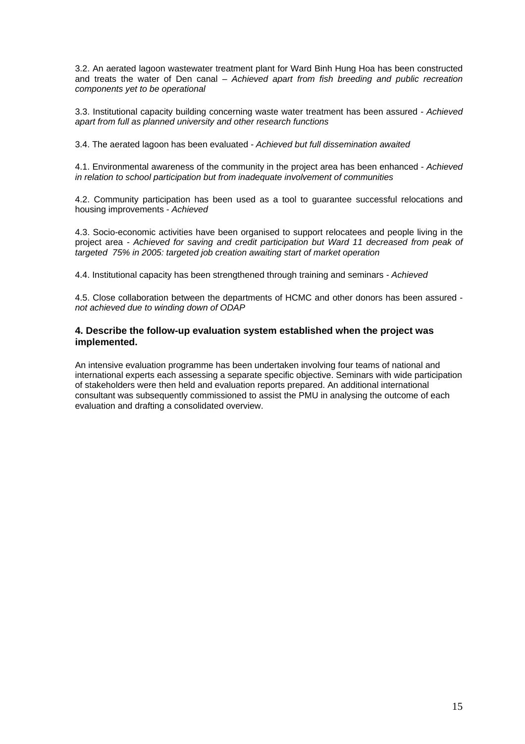3.2. An aerated lagoon wastewater treatment plant for Ward Binh Hung Hoa has been constructed and treats the water of Den canal – *Achieved apart from fish breeding and public recreation components yet to be operational*

3.3. Institutional capacity building concerning waste water treatment has been assured - *Achieved apart from full as planned university and other research functions*

3.4. The aerated lagoon has been evaluated - *Achieved but full dissemination awaited*

4.1. Environmental awareness of the community in the project area has been enhanced - *Achieved in relation to school participation but from inadequate involvement of communities*

4.2. Community participation has been used as a tool to guarantee successful relocations and housing improvements - *Achieved*

4.3. Socio-economic activities have been organised to support relocatees and people living in the project area - *Achieved for saving and credit participation but Ward 11 decreased from peak of targeted 75% in 2005: targeted job creation awaiting start of market operation*

4.4. Institutional capacity has been strengthened through training and seminars - *Achieved*

4.5. Close collaboration between the departments of HCMC and other donors has been assured - *not achieved due to winding down of ODAP*

### 4. Describe the follow-up evaluation system established when the project was implemented.

An intensive evaluation programme has been undertaken involving four teams of national and international experts each assessing a separate specific objective. Seminars with wide participation of stakeholders were then held and evaluation reports prepared. An additional international consultant was subsequently commissioned to assist the PMU in analysing the outcome of each evaluation and drafting a consolidated overview.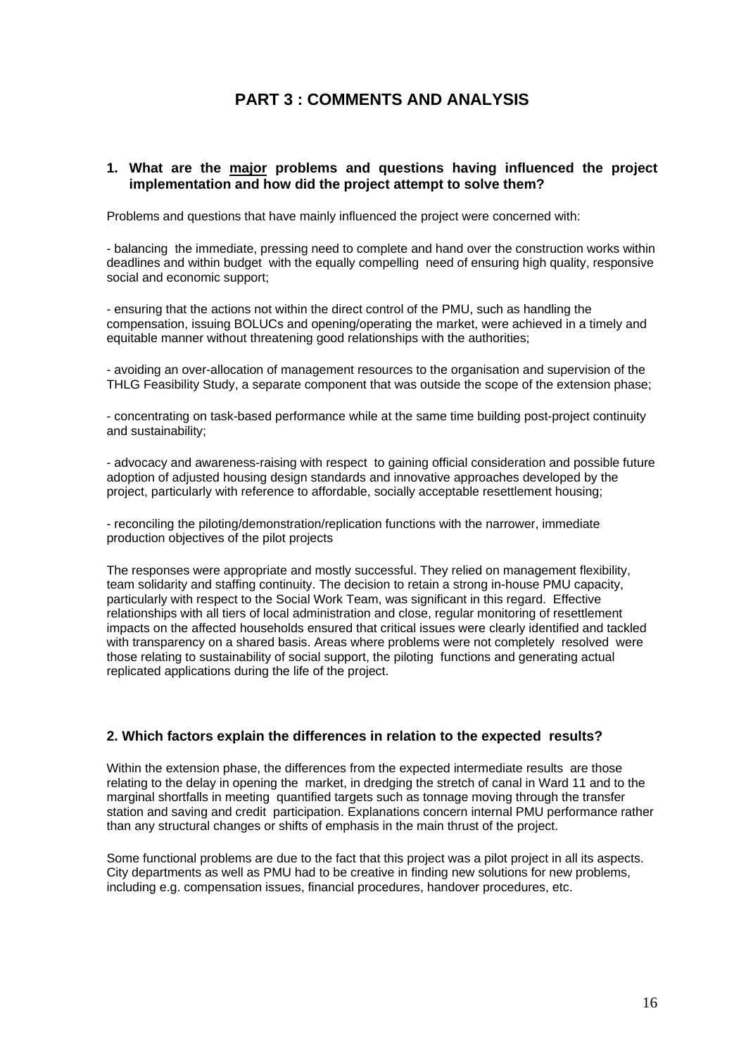# PART 3 : COMMENTS AND ANALYSIS

**1. What are the <u>major</u> problems and questions having influenced the project implementation and how did the project attempt to solve them?**

Problems and questions that have mainly influenced the project were concerned with:

- balancing the immediate, pressing need to complete and hand over the construction works within deadlines and within budget with the equally compelling need of ensuring high quality, responsive social and economic support;

- ensuring that the actions not within the direct control of the PMU, such as handling the compensation, issuing BOLUCs and opening/operating the market, were achieved in a timely and equitable manner without threatening good relationships with the authorities;

- avoiding an over-allocation of management resources to the organisation and supervision of the THLG Feasibility Study, a separate component that was outside the scope of the extension phase;

- concentrating on task-based performance while at the same time building post-project continuity and sustainability;

- advocacy and awareness-raising with respect to gaining official consideration and possible future adoption of adjusted housing design standards and innovative approaches developed by the project, particularly with reference to affordable, socially acceptable resettlement housing;

- reconciling the piloting/demonstration/replication functions with the narrower, immediate production objectives of the pilot projects

The responses were appropriate and mostly successful. They relied on management flexibility, team solidarity and staffing continuity. The decision to retain a strong in-house PMU capacity, particularly with respect to the Social Work Team, was significant in this regard. Effective relationships with all tiers of local administration and close, regular monitoring of resettlement impacts on the affected households ensured that critical issues were clearly identified and tackled with transparency on a shared basis. Areas where problems were not completely resolved were those relating to sustainability of social support, the piloting functions and generating actual replicated applications during the life of the project.

**2. Which factors explain the differences in relation to the expected results?**

Within the extension phase, the differences from the expected intermediate results are those relating to the delay in opening the market, in dredging the stretch of canal in Ward 11 and to the marginal shortfalls in meeting quantified targets such as tonnage moving through the transfer station and saving and credit participation. Explanations concern internal PMU performance rather than any structural changes or shifts of emphasis in the main thrust of the project.

Some functional problems are due to the fact that this project was a pilot project in all its aspects. City departments as well as PMU had to be creative in finding new solutions for new problems, including e.g. compensation issues, financial procedures, handover procedures, etc.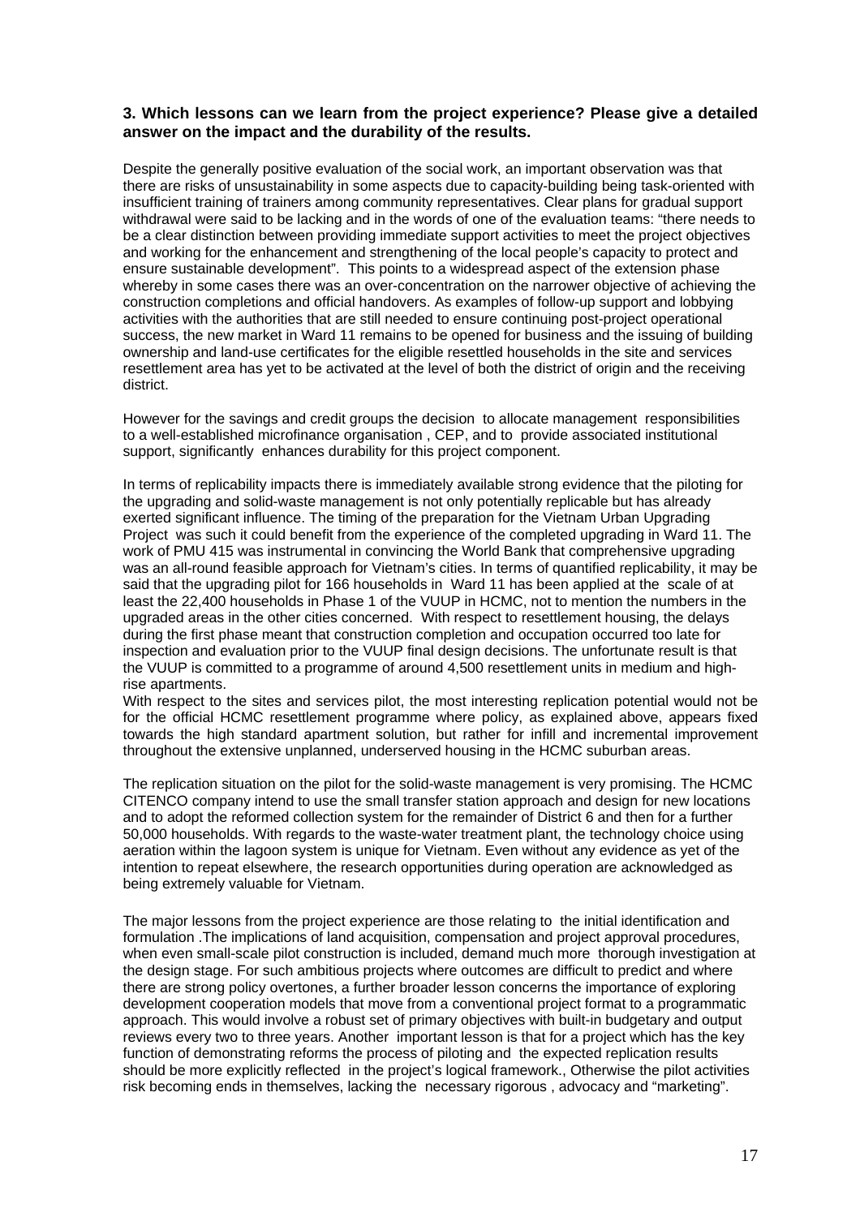**3. Which lessons can we learn from the project experience? Please give a detailed answer on the impact and the durability of the results.**

Despite the generally positive evaluation of the social work, an important observation was that there are risks of unsustainability in some aspects due to capacity-building being task-oriented with insufficient training of trainers among community representatives. Clear plans for gradual support withdrawal were said to be lacking and in the words of one of the evaluation teams: "there needs to be a clear distinction between providing immediate support activities to meet the project objectives and working for the enhancement and strengthening of the local people's capacity to protect and ensure sustainable development". This points to a widespread aspect of the extension phase whereby in some cases there was an over-concentration on the narrower objective of achieving the construction completions and official handovers. As examples of follow-up support and lobbying activities with the authorities that are still needed to ensure continuing post-project operational success, the new market in Ward 11 remains to be opened for business and the issuing of building ownership and land-use certificates for the eligible resettled households in the site and services resettlement area has yet to be activated at the level of both the district of origin and the receiving district.

However for the savings and credit groups the decision to allocate management responsibilities to a well-established microfinance organisation , CEP, and to provide associated institutional support, significantly enhances durability for this project component.

In terms of replicability impacts there is immediately available strong evidence that the piloting for the upgrading and solid-waste management is not only potentially replicable but has already exerted significant influence. The timing of the preparation for the Vietnam Urban Upgrading Project was such it could benefit from the experience of the completed upgrading in Ward 11. The work of PMU 415 was instrumental in convincing the World Bank that comprehensive upgrading was an all-round feasible approach for Vietnam's cities. In terms of quantified replicability, it may be said that the upgrading pilot for 166 households in Ward 11 has been applied at the scale of at least the 22,400 households in Phase 1 of the VUUP in HCMC, not to mention the numbers in the upgraded areas in the other cities concerned. With respect to resettlement housing, the delays during the first phase meant that construction completion and occupation occurred too late for inspection and evaluation prior to the VUUP final design decisions. The unfortunate result is that the VUUP is committed to a programme of around 4,500 resettlement units in medium and high-rise apartments.

With respect to the sites and services pilot, the most interesting replication potential would not be for the official HCMC resettlement programme where policy, as explained above, appears fixed towards the high standard apartment solution, but rather for infill and incremental improvement throughout the extensive unplanned, underserved housing in the HCMC suburban areas.

The replication situation on the pilot for the solid-waste management is very promising. The HCMC CITENCO company intend to use the small transfer station approach and design for new locations and to adopt the reformed collection system for the remainder of District 6 and then for a further 50,000 households. With regards to the waste-water treatment plant, the technology choice using aeration within the lagoon system is unique for Vietnam. Even without any evidence as yet of the intention to repeat elsewhere, the research opportunities during operation are acknowledged as being extremely valuable for Vietnam.

The major lessons from the project experience are those relating to the initial identification and formulation .The implications of land acquisition, compensation and project approval procedures, when even small-scale pilot construction is included, demand much more thorough investigation at the design stage. For such ambitious projects where outcomes are difficult to predict and where there are strong policy overtones, a further broader lesson concerns the importance of exploring development cooperation models that move from a conventional project format to a programmatic approach. This would involve a robust set of primary objectives with built-in budgetary and output reviews every two to three years. Another important lesson is that for a project which has the key function of demonstrating reforms the process of piloting and the expected replication results should be more explicitly reflected in the project's logical framework., Otherwise the pilot activities risk becoming ends in themselves, lacking the necessary rigorous , advocacy and "marketing".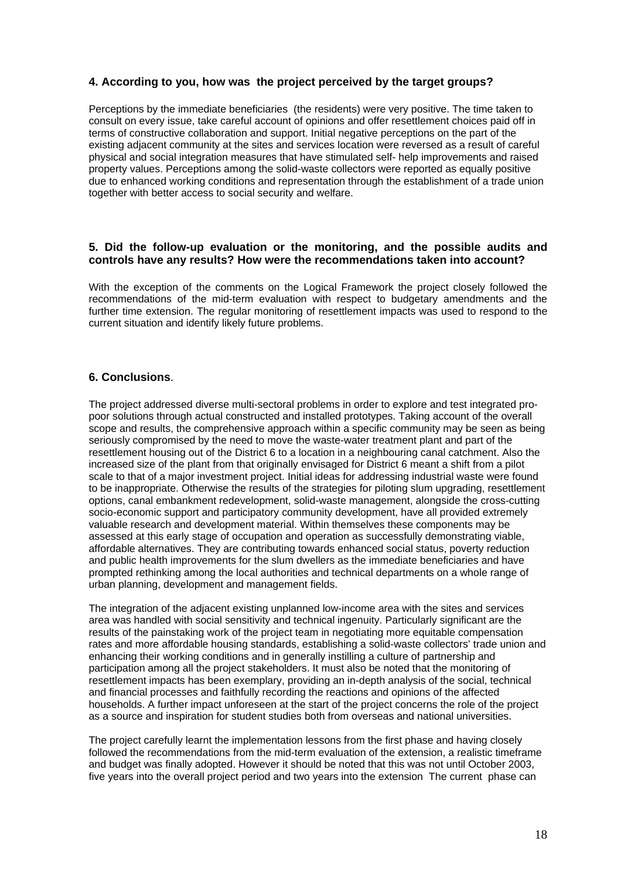## 4. According to you, how was the project perceived by the target groups?

Perceptions by the immediate beneficiaries (the residents) were very positive. The time taken to consult on every issue, take careful account of opinions and offer resettlement choices paid off in terms of constructive collaboration and support. Initial negative perceptions on the part of the existing adjacent community at the sites and services location were reversed as a result of careful physical and social integration measures that have stimulated self- help improvements and raised property values. Perceptions among the solid-waste collectors were reported as equally positive due to enhanced working conditions and representation through the establishment of a trade union together with better access to social security and welfare.

## 5. Did the follow-up evaluation or the monitoring, and the possible audits and controls have any results? How were the recommendations taken into account?

With the exception of the comments on the Logical Framework the project closely followed the recommendations of the mid-term evaluation with respect to budgetary amendments and the further time extension. The regular monitoring of resettlement impacts was used to respond to the current situation and identify likely future problems.

## 6. Conclusions.

The project addressed diverse multi-sectoral problems in order to explore and test integrated pro-poor solutions through actual constructed and installed prototypes. Taking account of the overall scope and results, the comprehensive approach within a specific community may be seen as being seriously compromised by the need to move the waste-water treatment plant and part of the resettlement housing out of the District 6 to a location in a neighbouring canal catchment. Also the increased size of the plant from that originally envisaged for District 6 meant a shift from a pilot scale to that of a major investment project. Initial ideas for addressing industrial waste were found to be inappropriate. Otherwise the results of the strategies for piloting slum upgrading, resettlement options, canal embankment redevelopment, solid-waste management, alongside the cross-cutting socio-economic support and participatory community development, have all provided extremely valuable research and development material. Within themselves these components may be assessed at this early stage of occupation and operation as successfully demonstrating viable, affordable alternatives. They are contributing towards enhanced social status, poverty reduction and public health improvements for the slum dwellers as the immediate beneficiaries and have prompted rethinking among the local authorities and technical departments on a whole range of urban planning, development and management fields.

The integration of the adjacent existing unplanned low-income area with the sites and services area was handled with social sensitivity and technical ingenuity. Particularly significant are the results of the painstaking work of the project team in negotiating more equitable compensation rates and more affordable housing standards, establishing a solid-waste collectors' trade union and enhancing their working conditions and in generally instilling a culture of partnership and participation among all the project stakeholders. It must also be noted that the monitoring of resettlement impacts has been exemplary, providing an in-depth analysis of the social, technical and financial processes and faithfully recording the reactions and opinions of the affected households. A further impact unforeseen at the start of the project concerns the role of the project as a source and inspiration for student studies both from overseas and national universities.

The project carefully learnt the implementation lessons from the first phase and having closely followed the recommendations from the mid-term evaluation of the extension, a realistic timeframe and budget was finally adopted. However it should be noted that this was not until October 2003, five years into the overall project period and two years into the extension The current phase can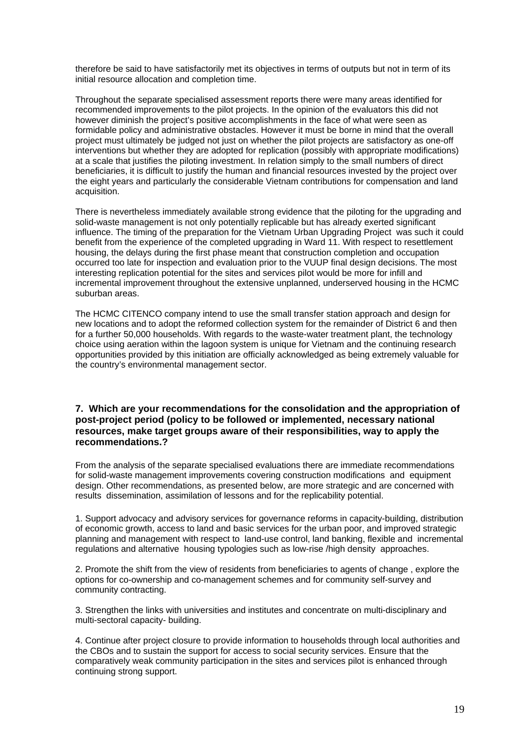therefore be said to have satisfactorily met its objectives in terms of outputs but not in term of its initial resource allocation and completion time.

Throughout the separate specialised assessment reports there were many areas identified for recommended improvements to the pilot projects. In the opinion of the evaluators this did not however diminish the project's positive accomplishments in the face of what were seen as formidable policy and administrative obstacles. However it must be borne in mind that the overall project must ultimately be judged not just on whether the pilot projects are satisfactory as one-off interventions but whether they are adopted for replication (possibly with appropriate modifications) at a scale that justifies the piloting investment. In relation simply to the small numbers of direct beneficiaries, it is difficult to justify the human and financial resources invested by the project over the eight years and particularly the considerable Vietnam contributions for compensation and land acquisition.

There is nevertheless immediately available strong evidence that the piloting for the upgrading and solid-waste management is not only potentially replicable but has already exerted significant influence. The timing of the preparation for the Vietnam Urban Upgrading Project was such it could benefit from the experience of the completed upgrading in Ward 11. With respect to resettlement housing, the delays during the first phase meant that construction completion and occupation occurred too late for inspection and evaluation prior to the VUUP final design decisions. The most interesting replication potential for the sites and services pilot would be more for infill and incremental improvement throughout the extensive unplanned, underserved housing in the HCMC suburban areas.

The HCMC CITENCO company intend to use the small transfer station approach and design for new locations and to adopt the reformed collection system for the remainder of District 6 and then for a further 50,000 households. With regards to the waste-water treatment plant, the technology choice using aeration within the lagoon system is unique for Vietnam and the continuing research opportunities provided by this initiation are officially acknowledged as being extremely valuable for the country's environmental management sector.

### 7. Which are your recommendations for the consolidation and the appropriation of post-project period (policy to be followed or implemented, necessary national resources, make target groups aware of their responsibilities, way to apply the recommendations.?

From the analysis of the separate specialised evaluations there are immediate recommendations for solid-waste management improvements covering construction modifications and equipment design. Other recommendations, as presented below, are more strategic and are concerned with results dissemination, assimilation of lessons and for the replicability potential.

1. Support advocacy and advisory services for governance reforms in capacity-building, distribution of economic growth, access to land and basic services for the urban poor, and improved strategic planning and management with respect to land-use control, land banking, flexible and incremental regulations and alternative housing typologies such as low-rise /high density approaches.

2. Promote the shift from the view of residents from beneficiaries to agents of change , explore the options for co-ownership and co-management schemes and for community self-survey and community contracting.

3. Strengthen the links with universities and institutes and concentrate on multi-disciplinary and multi-sectoral capacity- building.

4. Continue after project closure to provide information to households through local authorities and the CBOs and to sustain the support for access to social security services. Ensure that the comparatively weak community participation in the sites and services pilot is enhanced through continuing strong support.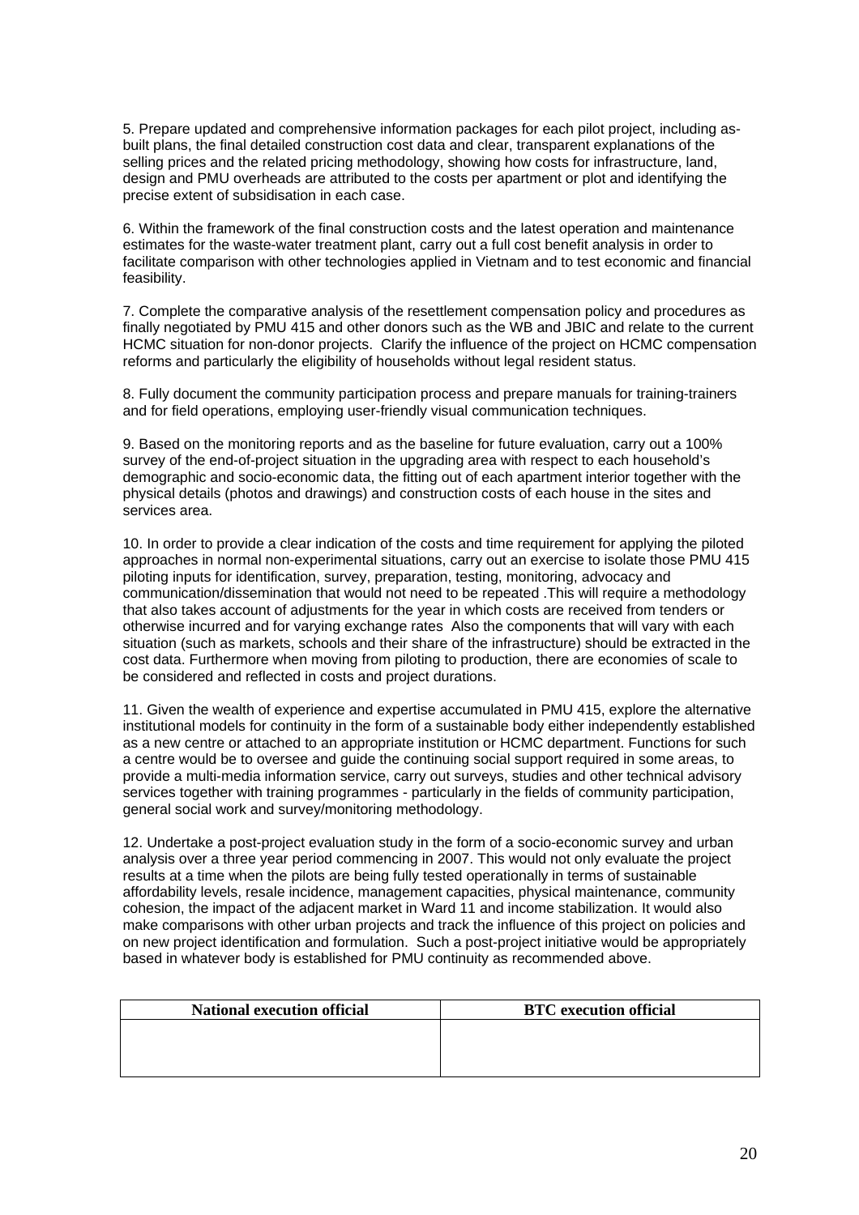5. Prepare updated and comprehensive information packages for each pilot project, including as-built plans, the final detailed construction cost data and clear, transparent explanations of the selling prices and the related pricing methodology, showing how costs for infrastructure, land, design and PMU overheads are attributed to the costs per apartment or plot and identifying the precise extent of subsidisation in each case.

6. Within the framework of the final construction costs and the latest operation and maintenance estimates for the waste-water treatment plant, carry out a full cost benefit analysis in order to facilitate comparison with other technologies applied in Vietnam and to test economic and financial feasibility.

7. Complete the comparative analysis of the resettlement compensation policy and procedures as finally negotiated by PMU 415 and other donors such as the WB and JBIC and relate to the current HCMC situation for non-donor projects. Clarify the influence of the project on HCMC compensation reforms and particularly the eligibility of households without legal resident status.

8. Fully document the community participation process and prepare manuals for training-trainers and for field operations, employing user-friendly visual communication techniques.

9. Based on the monitoring reports and as the baseline for future evaluation, carry out a 100% survey of the end-of-project situation in the upgrading area with respect to each household's demographic and socio-economic data, the fitting out of each apartment interior together with the physical details (photos and drawings) and construction costs of each house in the sites and services area.

10. In order to provide a clear indication of the costs and time requirement for applying the piloted approaches in normal non-experimental situations, carry out an exercise to isolate those PMU 415 piloting inputs for identification, survey, preparation, testing, monitoring, advocacy and communication/dissemination that would not need to be repeated .This will require a methodology that also takes account of adjustments for the year in which costs are received from tenders or otherwise incurred and for varying exchange rates Also the components that will vary with each situation (such as markets, schools and their share of the infrastructure) should be extracted in the cost data. Furthermore when moving from piloting to production, there are economies of scale to be considered and reflected in costs and project durations.

11. Given the wealth of experience and expertise accumulated in PMU 415, explore the alternative institutional models for continuity in the form of a sustainable body either independently established as a new centre or attached to an appropriate institution or HCMC department. Functions for such a centre would be to oversee and guide the continuing social support required in some areas, to provide a multi-media information service, carry out surveys, studies and other technical advisory services together with training programmes - particularly in the fields of community participation, general social work and survey/monitoring methodology.

12. Undertake a post-project evaluation study in the form of a socio-economic survey and urban analysis over a three year period commencing in 2007. This would not only evaluate the project results at a time when the pilots are being fully tested operationally in terms of sustainable affordability levels, resale incidence, management capacities, physical maintenance, community cohesion, the impact of the adjacent market in Ward 11 and income stabilization. It would also make comparisons with other urban projects and track the influence of this project on policies and on new project identification and formulation. Such a post-project initiative would be appropriately based in whatever body is established for PMU continuity as recommended above.

| **National execution official** | **BTC execution official** |
| --- | --- |
| | |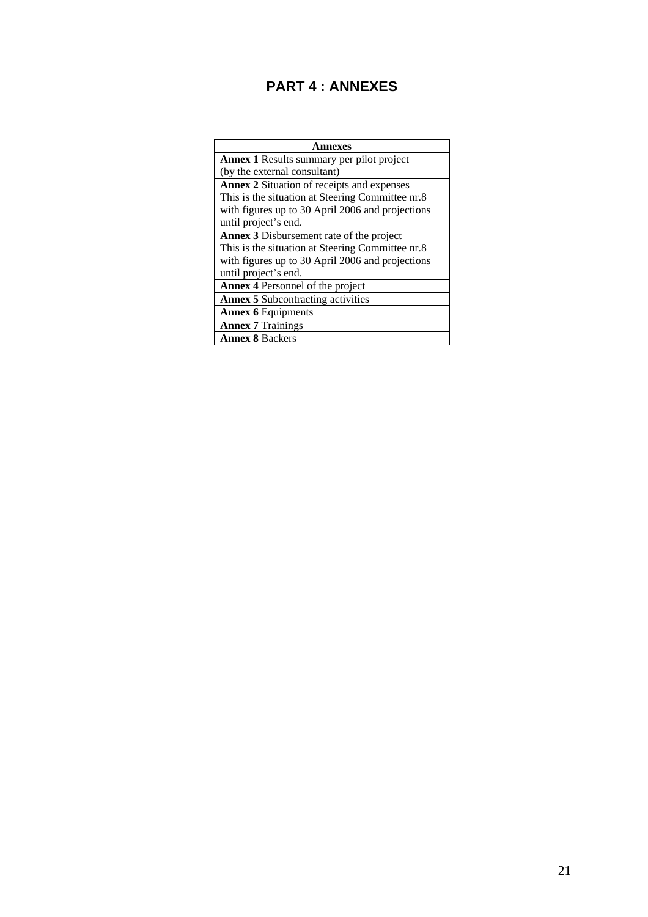# PART 4 : ANNEXES

| Annexes |
|---|
| **Annex 1** Results summary per pilot project (by the external consultant) |
| **Annex 2** Situation of receipts and expenses This is the situation at Steering Committee nr.8 with figures up to 30 April 2006 and projections until project's end. |
| **Annex 3** Disbursement rate of the project This is the situation at Steering Committee nr.8 with figures up to 30 April 2006 and projections until project's end. |
| **Annex 4** Personnel of the project |
| **Annex 5** Subcontracting activities |
| **Annex 6** Equipments |
| **Annex 7** Trainings |
| **Annex 8** Backers |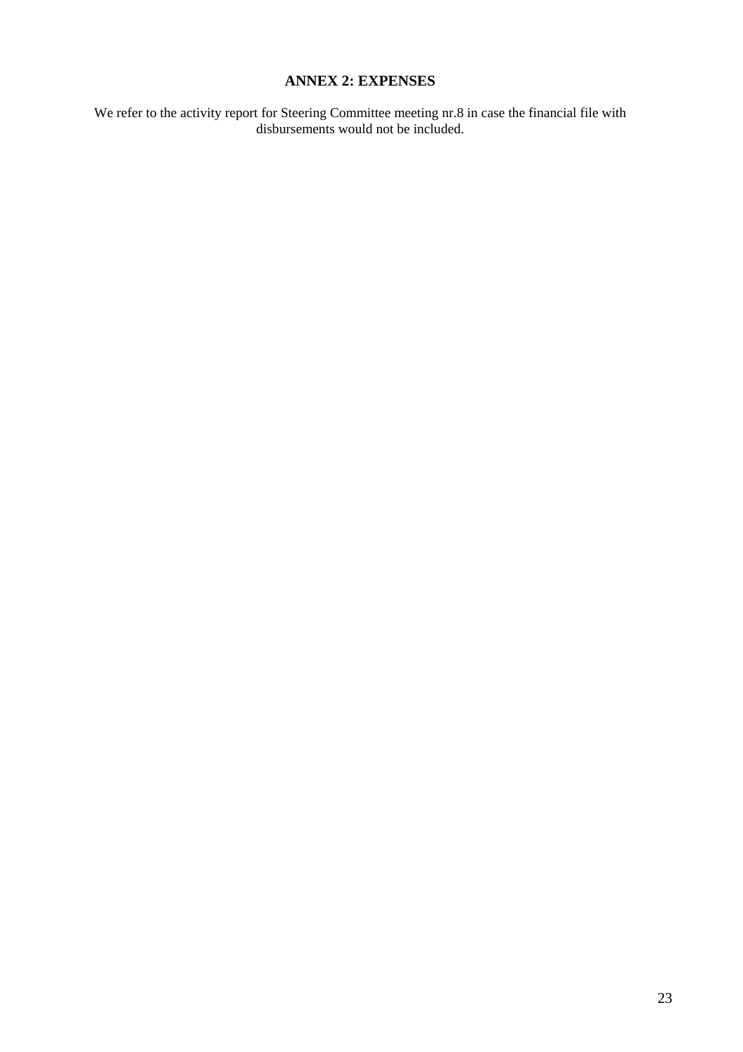## ANNEX 2: EXPENSES

We refer to the activity report for Steering Committee meeting nr.8 in case the financial file with disbursements would not be included.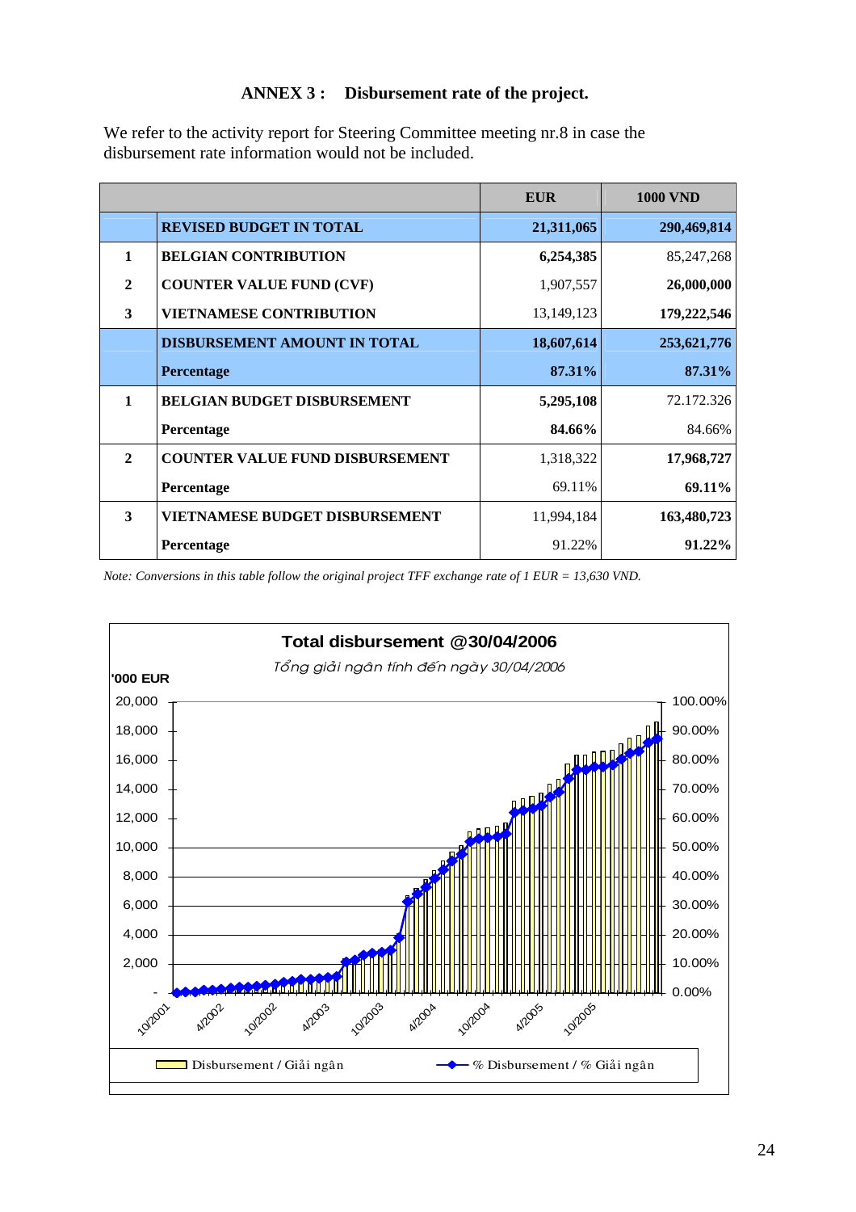## ANNEX 3 : Disbursement rate of the project.

We refer to the activity report for Steering Committee meeting nr.8 in case the disbursement rate information would not be included.

| | | EUR | 1000 VND |
|---|---|---|---|
| | **REVISED BUDGET IN TOTAL** | **21,311,065** | **290,469,814** |
| **1** | **BELGIAN CONTRIBUTION** | **6,254,385** | 85,247,268 |
| **2** | **COUNTER VALUE FUND (CVF)** | 1,907,557 | **26,000,000** |
| **3** | **VIETNAMESE CONTRIBUTION** | 13,149,123 | **179,222,546** |
| | **DISBURSEMENT AMOUNT IN TOTAL** | **18,607,614** | **253,621,776** |
| | **Percentage** | **87.31%** | **87.31%** |
| **1** | **BELGIAN BUDGET DISBURSEMENT** | **5,295,108** | 72.172.326 |
| | **Percentage** | **84.66%** | 84.66% |
| **2** | **COUNTER VALUE FUND DISBURSEMENT** | 1,318,322 | **17,968,727** |
| | **Percentage** | 69.11% | **69.11%** |
| **3** | **VIETNAMESE BUDGET DISBURSEMENT** | 11,994,184 | **163,480,723** |
| | **Percentage** | 91.22% | **91.22%** |

*Note: Conversions in this table follow the original project TFF exchange rate of 1 EUR = 13,630 VND.*

**Total disbursement @30/04/2006**

*Tổng giải ngân tính đến ngày 30/04/2006*

'000 EUR

Disbursement / Giải ngân — % Disbursement / % Giải ngân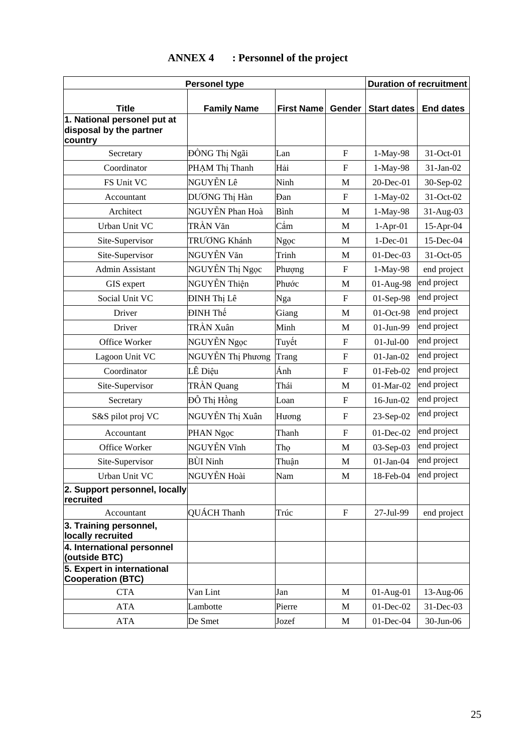# ANNEX 4 : Personnel of the project

| Personel type | | | | Duration of recruitment | |
|---|---|---|---|---|---|
| **Title** | **Family Name** | **First Name** | **Gender** | **Start dates** | **End dates** |
| **1. National personel put at disposal by the partner country** | | | | | |
| Secretary | ĐỒNG Thị Ngãi | Lan | F | 1-May-98 | 31-Oct-01 |
| Coordinator | PHẠM Thị Thanh | Hải | F | 1-May-98 | 31-Jan-02 |
| FS Unit VC | NGUYỄN Lê | Ninh | M | 20-Dec-01 | 30-Sep-02 |
| Accountant | DƯƠNG Thị Hàn | Đan | F | 1-May-02 | 31-Oct-02 |
| Architect | NGUYỄN Phan Hoà | Bình | M | 1-May-98 | 31-Aug-03 |
| Urban Unit VC | TRẦN Văn | Cẩm | M | 1-Apr-01 | 15-Apr-04 |
| Site-Supervisor | TRƯƠNG Khánh | Ngọc | M | 1-Dec-01 | 15-Dec-04 |
| Site-Supervisor | NGUYỄN Văn | Trinh | M | 01-Dec-03 | 31-Oct-05 |
| Admin Assistant | NGUYỄN Thị Ngọc | Phượng | F | 1-May-98 | end project |
| GIS expert | NGUYỄN Thiện | Phước | M | 01-Aug-98 | end project |
| Social Unit VC | ĐINH Thị Lê | Nga | F | 01-Sep-98 | end project |
| Driver | ĐINH Thế | Giang | M | 01-Oct-98 | end project |
| Driver | TRẦN Xuân | Minh | M | 01-Jun-99 | end project |
| Office Worker | NGUYỄN Ngọc | Tuyết | F | 01-Jul-00 | end project |
| Lagoon Unit VC | NGUYỄN Thị Phương | Trang | F | 01-Jan-02 | end project |
| Coordinator | LÊ Diệu | Ánh | F | 01-Feb-02 | end project |
| Site-Supervisor | TRẦN Quang | Thái | M | 01-Mar-02 | end project |
| Secretary | ĐỖ Thị Hồng | Loan | F | 16-Jun-02 | end project |
| S&S pilot proj VC | NGUYỄN Thị Xuân | Hương | F | 23-Sep-02 | end project |
| Accountant | PHAN Ngọc | Thanh | F | 01-Dec-02 | end project |
| Office Worker | NGUYỄN Vĩnh | Thọ | M | 03-Sep-03 | end project |
| Site-Supervisor | BÙI Ninh | Thuận | M | 01-Jan-04 | end project |
| Urban Unit VC | NGUYỄN Hoài | Nam | M | 18-Feb-04 | end project |
| **2. Support personnel, locally recruited** | | | | | |
| Accountant | QUÁCH Thanh | Trúc | F | 27-Jul-99 | end project |
| **3. Training personnel, locally recruited** | | | | | |
| **4. International personnel (outside BTC)** | | | | | |
| **5. Expert in international Cooperation (BTC)** | | | | | |
| CTA | Van Lint | Jan | M | 01-Aug-01 | 13-Aug-06 |
| ATA | Lambotte | Pierre | M | 01-Dec-02 | 31-Dec-03 |
| ATA | De Smet | Jozef | M | 01-Dec-04 | 30-Jun-06 |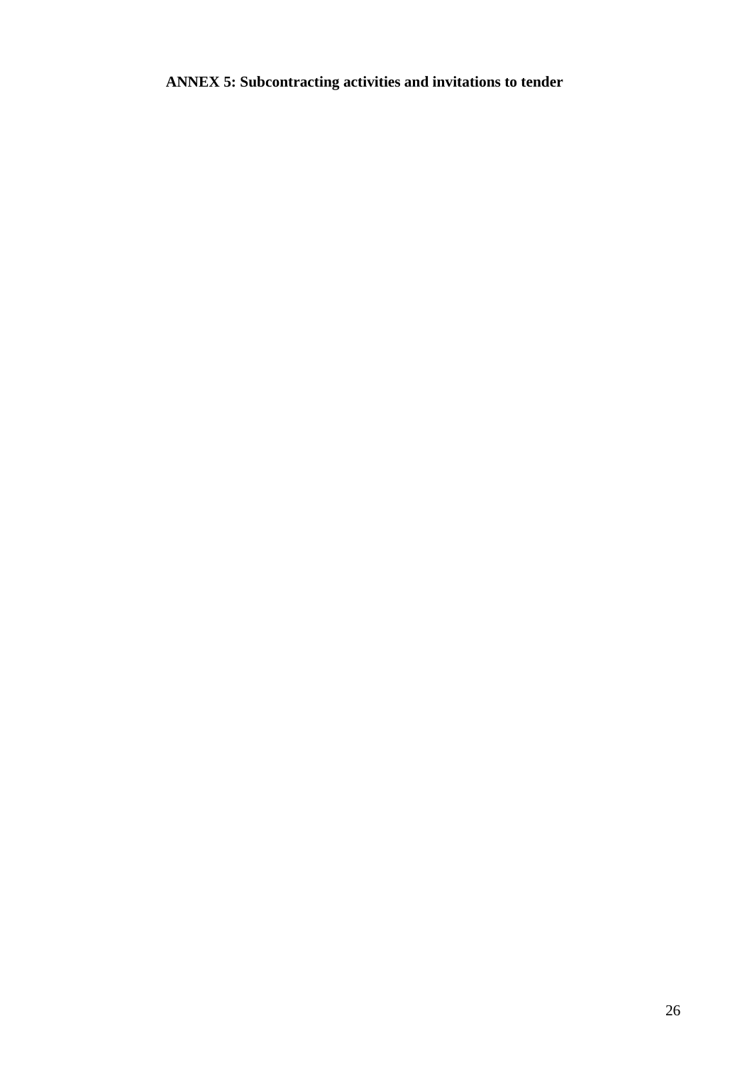## ANNEX 5: Subcontracting activities and invitations to tender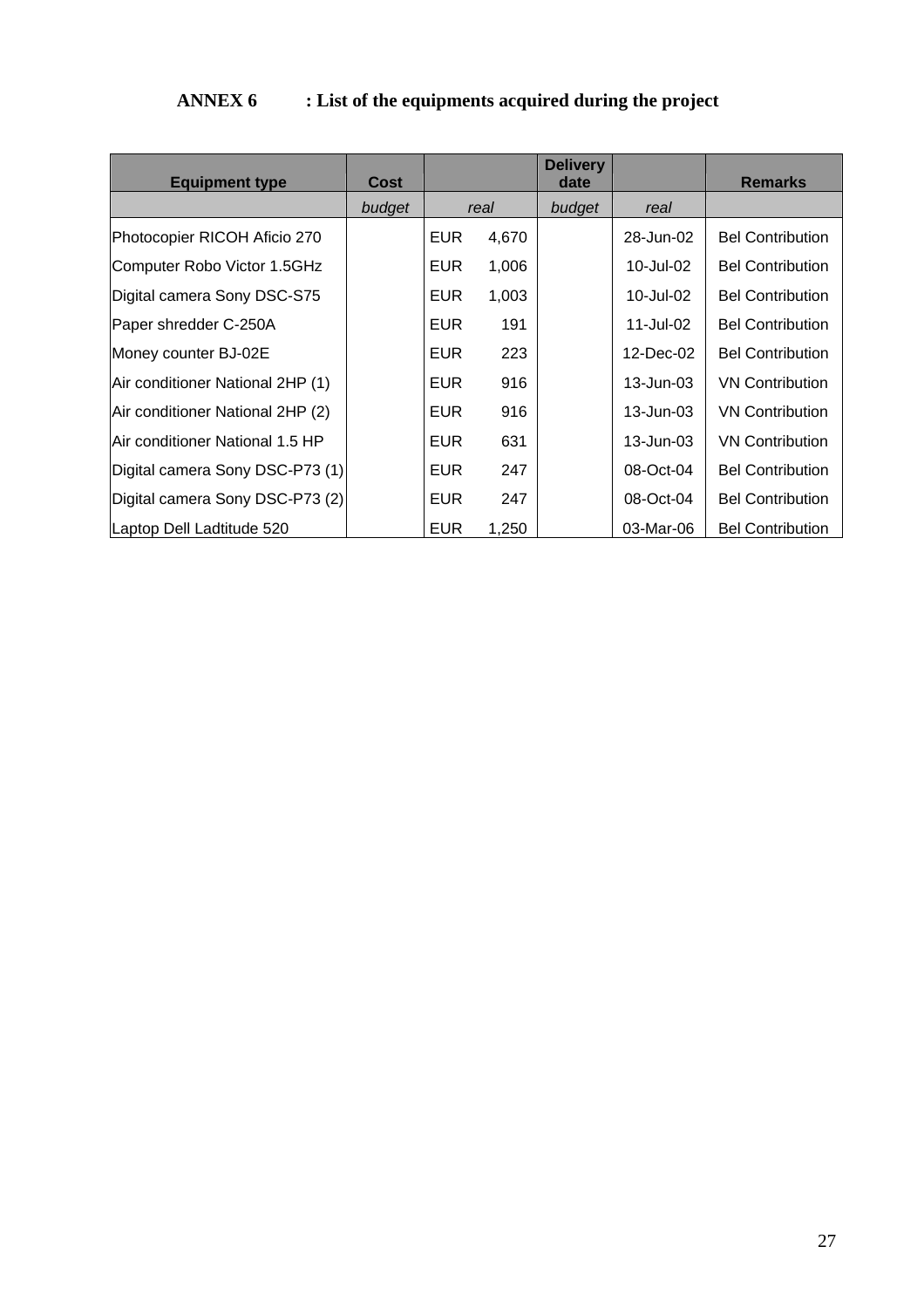**ANNEX 6 : List of the equipments acquired during the project**

| Equipment type | Cost | | Delivery date | | Remarks |
|---|---|---|---|---|---|
| | *budget* | *real* | *budget* | *real* | |
| Photocopier RICOH Aficio 270 | | EUR 4,670 | | 28-Jun-02 | Bel Contribution |
| Computer Robo Victor 1.5GHz | | EUR 1,006 | | 10-Jul-02 | Bel Contribution |
| Digital camera Sony DSC-S75 | | EUR 1,003 | | 10-Jul-02 | Bel Contribution |
| Paper shredder C-250A | | EUR 191 | | 11-Jul-02 | Bel Contribution |
| Money counter BJ-02E | | EUR 223 | | 12-Dec-02 | Bel Contribution |
| Air conditioner National 2HP (1) | | EUR 916 | | 13-Jun-03 | VN Contribution |
| Air conditioner National 2HP (2) | | EUR 916 | | 13-Jun-03 | VN Contribution |
| Air conditioner National 1.5 HP | | EUR 631 | | 13-Jun-03 | VN Contribution |
| Digital camera Sony DSC-P73 (1) | | EUR 247 | | 08-Oct-04 | Bel Contribution |
| Digital camera Sony DSC-P73 (2) | | EUR 247 | | 08-Oct-04 | Bel Contribution |
| Laptop Dell Ladtitude 520 | | EUR 1,250 | | 03-Mar-06 | Bel Contribution |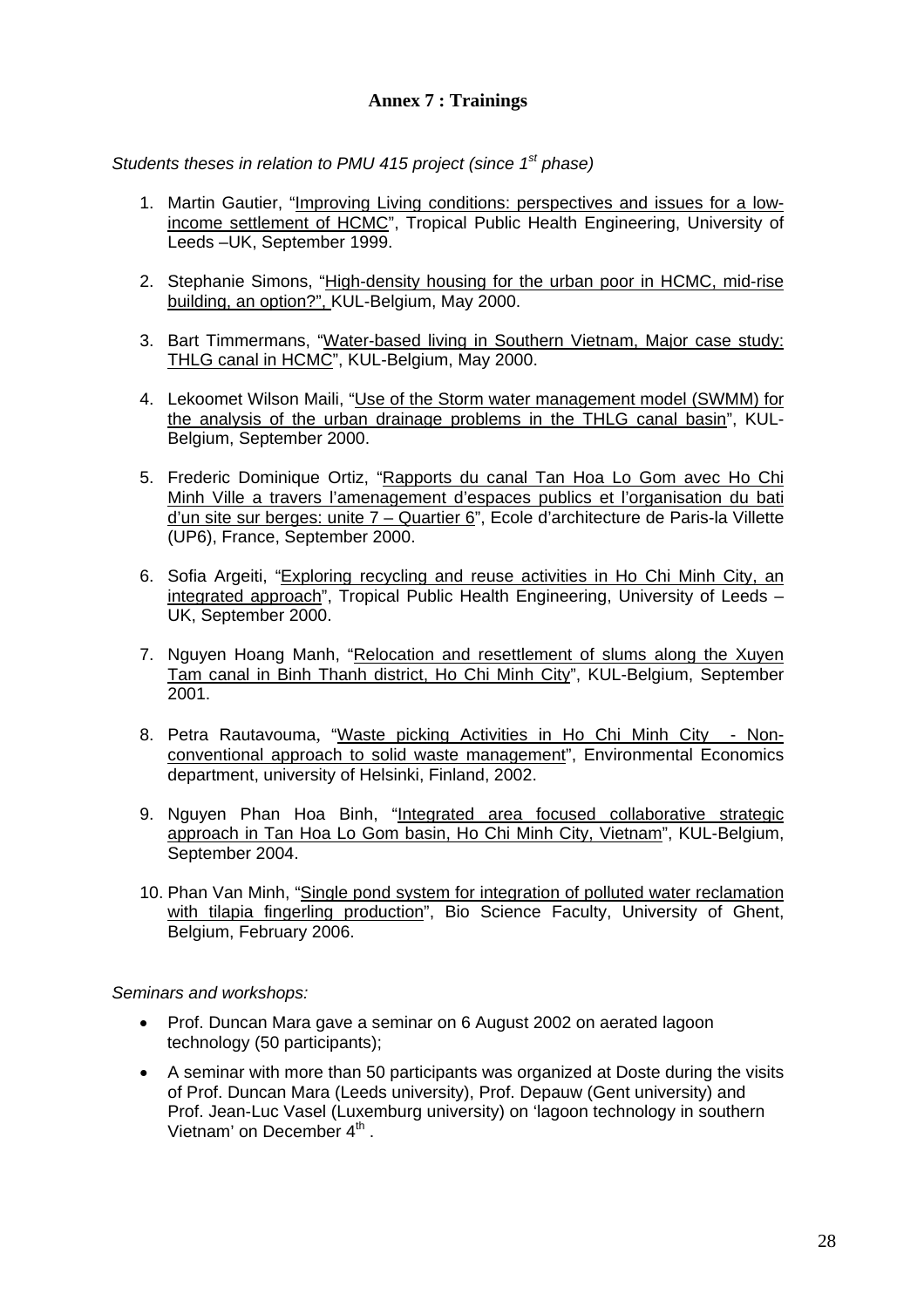## Annex 7 : Trainings

*Students theses in relation to PMU 415 project (since 1st phase)*

1. Martin Gautier, "Improving Living conditions: perspectives and issues for a low-income settlement of HCMC", Tropical Public Health Engineering, University of Leeds –UK, September 1999.

2. Stephanie Simons, "High-density housing for the urban poor in HCMC, mid-rise building, an option?", KUL-Belgium, May 2000.

3. Bart Timmermans, "Water-based living in Southern Vietnam, Major case study: THLG canal in HCMC", KUL-Belgium, May 2000.

4. Lekoomet Wilson Maili, "Use of the Storm water management model (SWMM) for the analysis of the urban drainage problems in the THLG canal basin", KUL-Belgium, September 2000.

5. Frederic Dominique Ortiz, "Rapports du canal Tan Hoa Lo Gom avec Ho Chi Minh Ville a travers l'amenagement d'espaces publics et l'organisation du bati d'un site sur berges: unite 7 – Quartier 6", Ecole d'architecture de Paris-la Villette (UP6), France, September 2000.

6. Sofia Argeiti, "Exploring recycling and reuse activities in Ho Chi Minh City, an integrated approach", Tropical Public Health Engineering, University of Leeds – UK, September 2000.

7. Nguyen Hoang Manh, "Relocation and resettlement of slums along the Xuyen Tam canal in Binh Thanh district, Ho Chi Minh City", KUL-Belgium, September 2001.

8. Petra Rautavouma, "Waste picking Activities in Ho Chi Minh City - Non-conventional approach to solid waste management", Environmental Economics department, university of Helsinki, Finland, 2002.

9. Nguyen Phan Hoa Binh, "Integrated area focused collaborative strategic approach in Tan Hoa Lo Gom basin, Ho Chi Minh City, Vietnam", KUL-Belgium, September 2004.

10. Phan Van Minh, "Single pond system for integration of polluted water reclamation with tilapia fingerling production", Bio Science Faculty, University of Ghent, Belgium, February 2006.

*Seminars and workshops:*

- Prof. Duncan Mara gave a seminar on 6 August 2002 on aerated lagoon technology (50 participants);
- A seminar with more than 50 participants was organized at Doste during the visits of Prof. Duncan Mara (Leeds university), Prof. Depauw (Gent university) and Prof. Jean-Luc Vasel (Luxemburg university) on 'lagoon technology in southern Vietnam' on December 4th .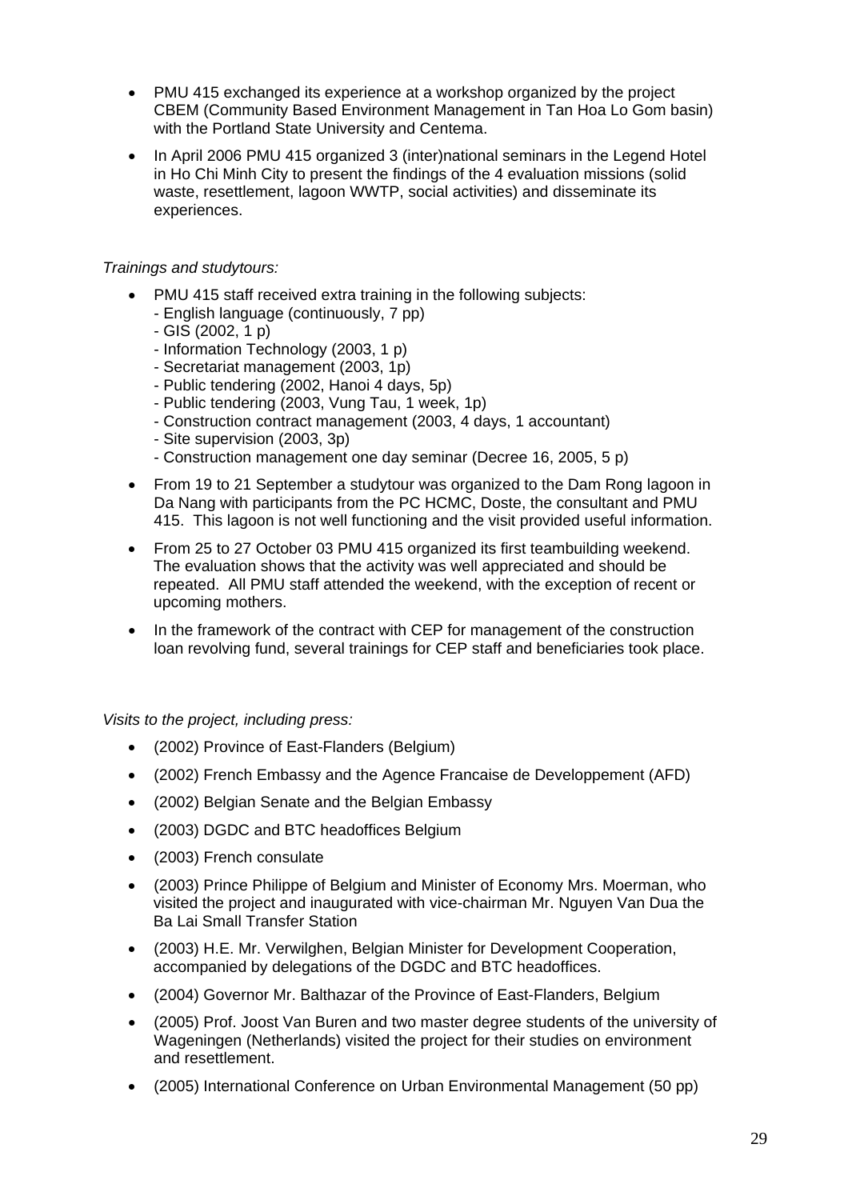- PMU 415 exchanged its experience at a workshop organized by the project CBEM (Community Based Environment Management in Tan Hoa Lo Gom basin) with the Portland State University and Centema.
- In April 2006 PMU 415 organized 3 (inter)national seminars in the Legend Hotel in Ho Chi Minh City to present the findings of the 4 evaluation missions (solid waste, resettlement, lagoon WWTP, social activities) and disseminate its experiences.

*Trainings and studytours:*

- PMU 415 staff received extra training in the following subjects:
  - English language (continuously, 7 pp)
  - GIS (2002, 1 p)
  - Information Technology (2003, 1 p)
  - Secretariat management (2003, 1p)
  - Public tendering (2002, Hanoi 4 days, 5p)
  - Public tendering (2003, Vung Tau, 1 week, 1p)
  - Construction contract management (2003, 4 days, 1 accountant)
  - Site supervision (2003, 3p)
  - Construction management one day seminar (Decree 16, 2005, 5 p)
- From 19 to 21 September a studytour was organized to the Dam Rong lagoon in Da Nang with participants from the PC HCMC, Doste, the consultant and PMU 415. This lagoon is not well functioning and the visit provided useful information.
- From 25 to 27 October 03 PMU 415 organized its first teambuilding weekend. The evaluation shows that the activity was well appreciated and should be repeated. All PMU staff attended the weekend, with the exception of recent or upcoming mothers.
- In the framework of the contract with CEP for management of the construction loan revolving fund, several trainings for CEP staff and beneficiaries took place.

*Visits to the project, including press:*

- (2002) Province of East-Flanders (Belgium)
- (2002) French Embassy and the Agence Francaise de Developpement (AFD)
- (2002) Belgian Senate and the Belgian Embassy
- (2003) DGDC and BTC headoffices Belgium
- (2003) French consulate
- (2003) Prince Philippe of Belgium and Minister of Economy Mrs. Moerman, who visited the project and inaugurated with vice-chairman Mr. Nguyen Van Dua the Ba Lai Small Transfer Station
- (2003) H.E. Mr. Verwilghen, Belgian Minister for Development Cooperation, accompanied by delegations of the DGDC and BTC headoffices.
- (2004) Governor Mr. Balthazar of the Province of East-Flanders, Belgium
- (2005) Prof. Joost Van Buren and two master degree students of the university of Wageningen (Netherlands) visited the project for their studies on environment and resettlement.
- (2005) International Conference on Urban Environmental Management (50 pp)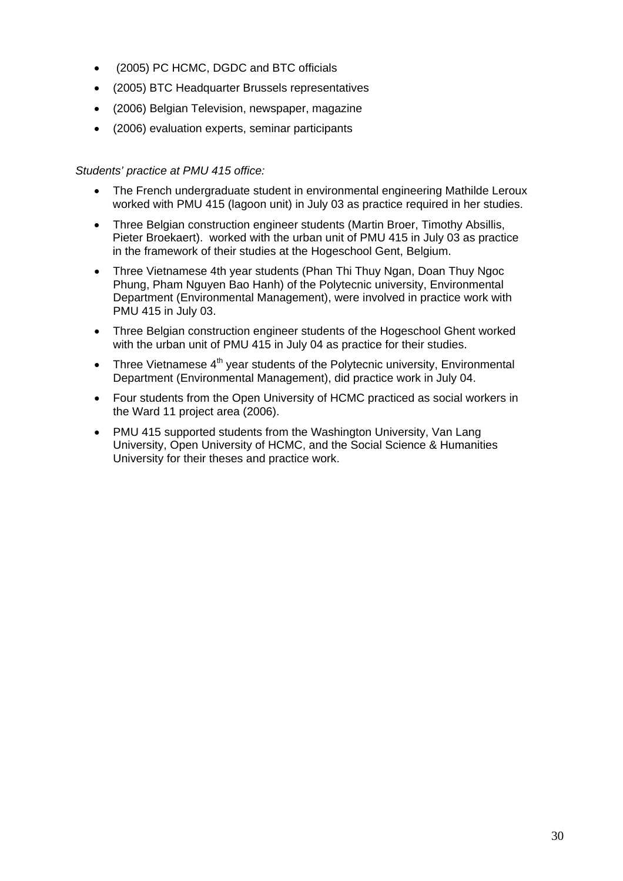- (2005) PC HCMC, DGDC and BTC officials
- (2005) BTC Headquarter Brussels representatives
- (2006) Belgian Television, newspaper, magazine
- (2006) evaluation experts, seminar participants

*Students' practice at PMU 415 office:*

- The French undergraduate student in environmental engineering Mathilde Leroux worked with PMU 415 (lagoon unit) in July 03 as practice required in her studies.
- Three Belgian construction engineer students (Martin Broer, Timothy Absillis, Pieter Broekaert). worked with the urban unit of PMU 415 in July 03 as practice in the framework of their studies at the Hogeschool Gent, Belgium.
- Three Vietnamese 4th year students (Phan Thi Thuy Ngan, Doan Thuy Ngoc Phung, Pham Nguyen Bao Hanh) of the Polytecnic university, Environmental Department (Environmental Management), were involved in practice work with PMU 415 in July 03.
- Three Belgian construction engineer students of the Hogeschool Ghent worked with the urban unit of PMU 415 in July 04 as practice for their studies.
- Three Vietnamese 4$^{th}$ year students of the Polytecnic university, Environmental Department (Environmental Management), did practice work in July 04.
- Four students from the Open University of HCMC practiced as social workers in the Ward 11 project area (2006).
- PMU 415 supported students from the Washington University, Van Lang University, Open University of HCMC, and the Social Science & Humanities University for their theses and practice work.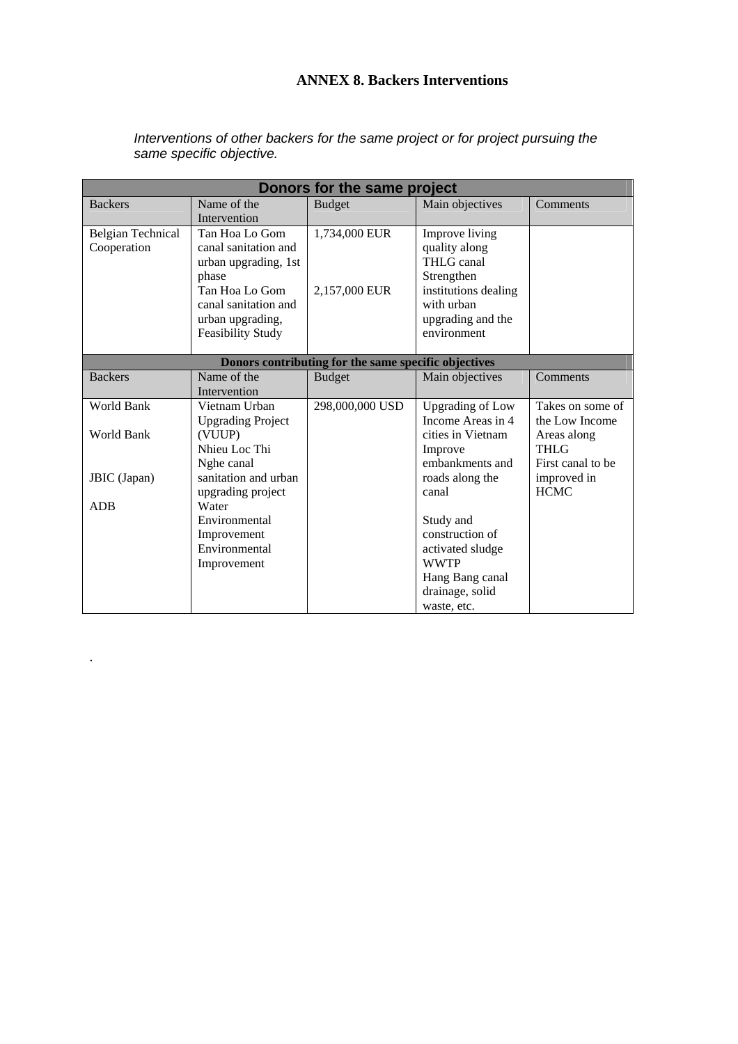# ANNEX 8. Backers Interventions

*Interventions of other backers for the same project or for project pursuing the same specific objective.*

| Donors for the same project | | | | |
|---|---|---|---|---|
| Backers | Name of the Intervention | Budget | Main objectives | Comments |
| Belgian Technical Cooperation | Tan Hoa Lo Gom canal sanitation and urban upgrading, 1st phase<br>Tan Hoa Lo Gom canal sanitation and urban upgrading, Feasibility Study | 1,734,000 EUR<br><br>2,157,000 EUR | Improve living quality along THLG canal<br>Strengthen institutions dealing with urban upgrading and the environment | |
| **Donors contributing for the same specific objectives** | | | | |
| Backers | Name of the Intervention | Budget | Main objectives | Comments |
| World Bank<br><br>World Bank<br><br>JBIC (Japan)<br><br>ADB | Vietnam Urban Upgrading Project (VUUP)<br>Nhieu Loc Thi Nghe canal sanitation and urban upgrading project<br>Water Environmental Improvement<br>Environmental Improvement | 298,000,000 USD | Upgrading of Low Income Areas in 4 cities in Vietnam<br>Improve embankments and roads along the canal<br><br>Study and construction of activated sludge WWTP<br>Hang Bang canal drainage, solid waste, etc. | Takes on some of the Low Income Areas along THLG<br>First canal to be improved in HCMC |

.